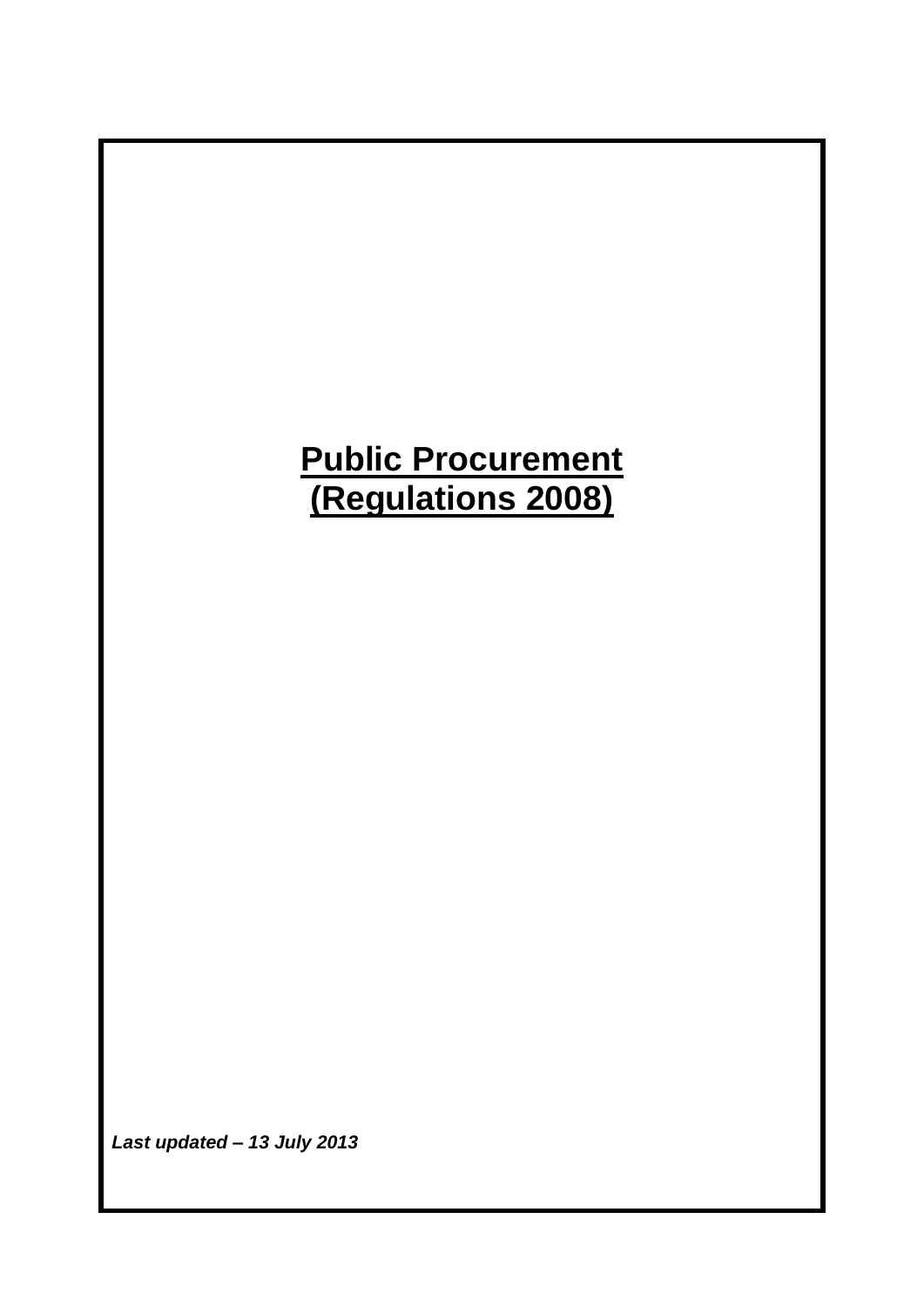# Public Procurement (Regulations 2008)

***Last updated – 13 July 2013***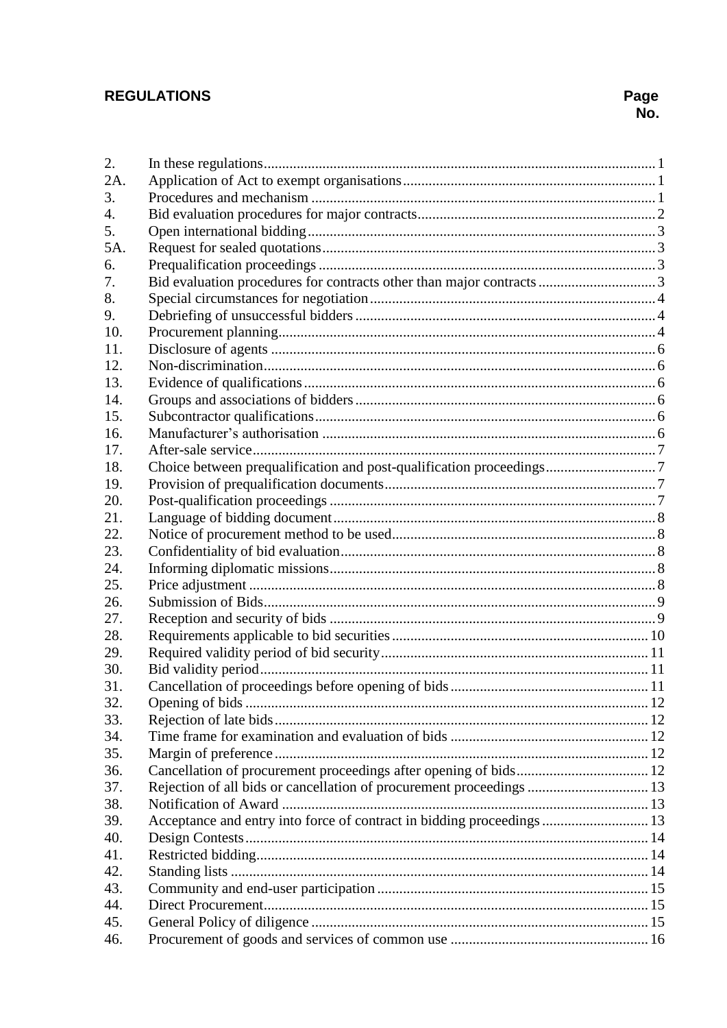**REGULATIONS** **Page No.**

| | | |
|---|---|---|
| 2. | In these regulations | 1 |
| 2A. | Application of Act to exempt organisations | 1 |
| 3. | Procedures and mechanism | 1 |
| 4. | Bid evaluation procedures for major contracts | 2 |
| 5. | Open international bidding | 3 |
| 5A. | Request for sealed quotations | 3 |
| 6. | Prequalification proceedings | 3 |
| 7. | Bid evaluation procedures for contracts other than major contracts | 3 |
| 8. | Special circumstances for negotiation | 4 |
| 9. | Debriefing of unsuccessful bidders | 4 |
| 10. | Procurement planning | 4 |
| 11. | Disclosure of agents | 6 |
| 12. | Non-discrimination | 6 |
| 13. | Evidence of qualifications | 6 |
| 14. | Groups and associations of bidders | 6 |
| 15. | Subcontractor qualifications | 6 |
| 16. | Manufacturer's authorisation | 6 |
| 17. | After-sale service | 7 |
| 18. | Choice between prequalification and post-qualification proceedings | 7 |
| 19. | Provision of prequalification documents | 7 |
| 20. | Post-qualification proceedings | 7 |
| 21. | Language of bidding document | 8 |
| 22. | Notice of procurement method to be used | 8 |
| 23. | Confidentiality of bid evaluation | 8 |
| 24. | Informing diplomatic missions | 8 |
| 25. | Price adjustment | 8 |
| 26. | Submission of Bids | 9 |
| 27. | Reception and security of bids | 9 |
| 28. | Requirements applicable to bid securities | 10 |
| 29. | Required validity period of bid security | 11 |
| 30. | Bid validity period | 11 |
| 31. | Cancellation of proceedings before opening of bids | 11 |
| 32. | Opening of bids | 12 |
| 33. | Rejection of late bids | 12 |
| 34. | Time frame for examination and evaluation of bids | 12 |
| 35. | Margin of preference | 12 |
| 36. | Cancellation of procurement proceedings after opening of bids | 12 |
| 37. | Rejection of all bids or cancellation of procurement proceedings | 13 |
| 38. | Notification of Award | 13 |
| 39. | Acceptance and entry into force of contract in bidding proceedings | 13 |
| 40. | Design Contests | 14 |
| 41. | Restricted bidding | 14 |
| 42. | Standing lists | 14 |
| 43. | Community and end-user participation | 15 |
| 44. | Direct Procurement | 15 |
| 45. | General Policy of diligence | 15 |
| 46. | Procurement of goods and services of common use | 16 |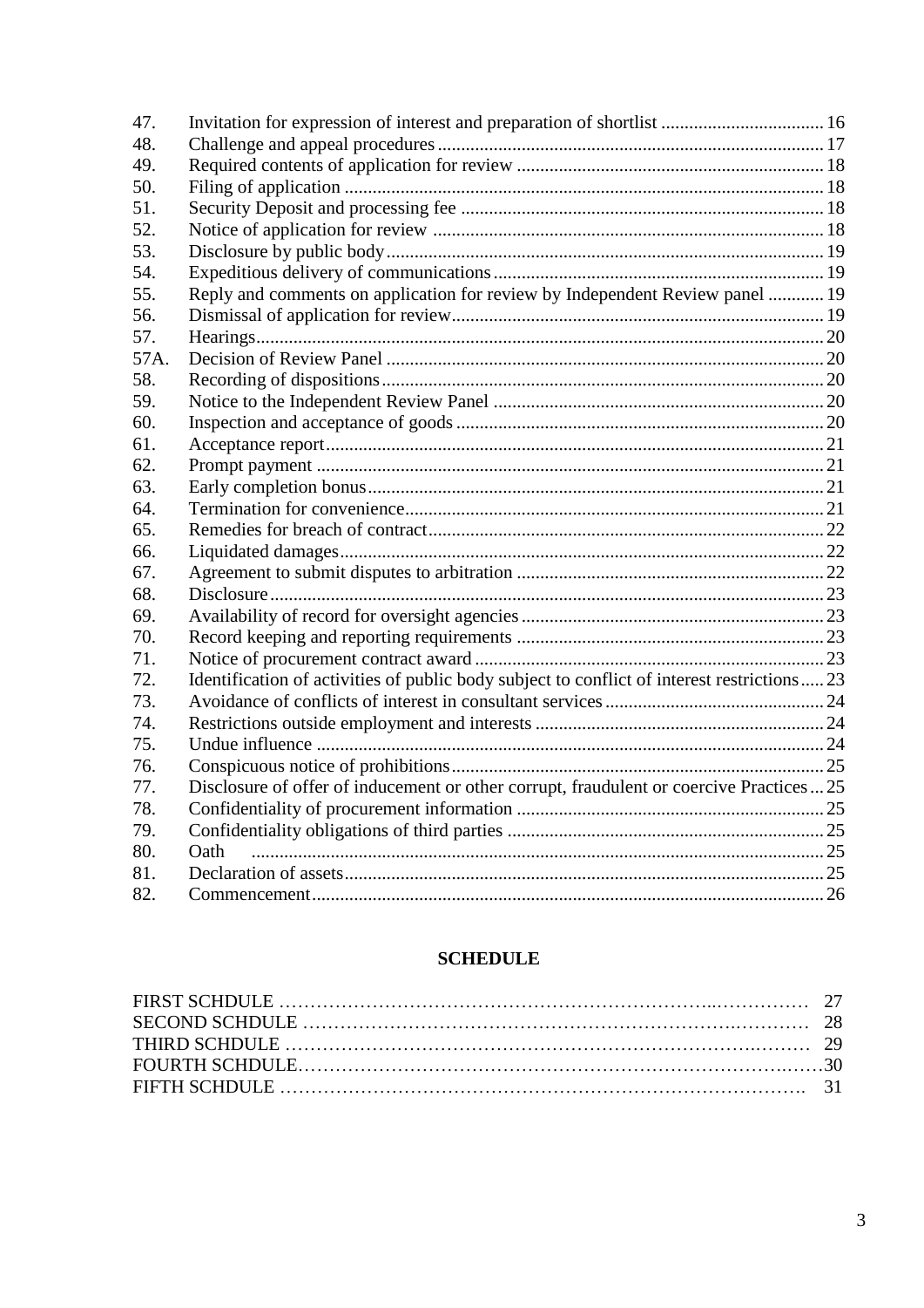| | | |
|---|---|---|
| 47. | Invitation for expression of interest and preparation of shortlist | 16 |
| 48. | Challenge and appeal procedures | 17 |
| 49. | Required contents of application for review | 18 |
| 50. | Filing of application | 18 |
| 51. | Security Deposit and processing fee | 18 |
| 52. | Notice of application for review | 18 |
| 53. | Disclosure by public body | 19 |
| 54. | Expeditious delivery of communications | 19 |
| 55. | Reply and comments on application for review by Independent Review panel | 19 |
| 56. | Dismissal of application for review | 19 |
| 57. | Hearings | 20 |
| 57A. | Decision of Review Panel | 20 |
| 58. | Recording of dispositions | 20 |
| 59. | Notice to the Independent Review Panel | 20 |
| 60. | Inspection and acceptance of goods | 20 |
| 61. | Acceptance report | 21 |
| 62. | Prompt payment | 21 |
| 63. | Early completion bonus | 21 |
| 64. | Termination for convenience | 21 |
| 65. | Remedies for breach of contract | 22 |
| 66. | Liquidated damages | 22 |
| 67. | Agreement to submit disputes to arbitration | 22 |
| 68. | Disclosure | 23 |
| 69. | Availability of record for oversight agencies | 23 |
| 70. | Record keeping and reporting requirements | 23 |
| 71. | Notice of procurement contract award | 23 |
| 72. | Identification of activities of public body subject to conflict of interest restrictions | 23 |
| 73. | Avoidance of conflicts of interest in consultant services | 24 |
| 74. | Restrictions outside employment and interests | 24 |
| 75. | Undue influence | 24 |
| 76. | Conspicuous notice of prohibitions | 25 |
| 77. | Disclosure of offer of inducement or other corrupt, fraudulent or coercive Practices | 25 |
| 78. | Confidentiality of procurement information | 25 |
| 79. | Confidentiality obligations of third parties | 25 |
| 80. | Oath | 25 |
| 81. | Declaration of assets | 25 |
| 82. | Commencement | 26 |

## SCHEDULE

| | |
|---|---|
| FIRST SCHDULE | 27 |
| SECOND SCHDULE | 28 |
| THIRD SCHDULE | 29 |
| FOURTH SCHDULE | 30 |
| FIFTH SCHDULE | 31 |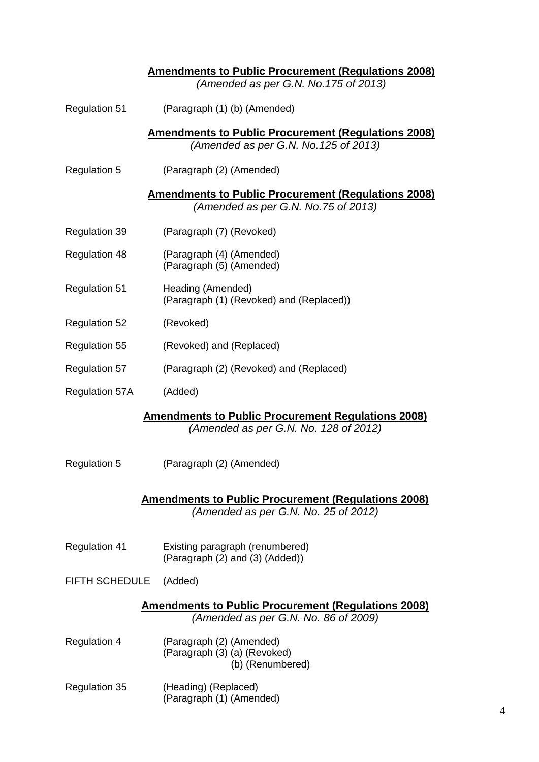**Amendments to Public Procurement (Regulations 2008)**
*(Amended as per G.N. No.175 of 2013)*

| | |
|---|---|
| Regulation 51 | (Paragraph (1) (b) (Amended) |

**Amendments to Public Procurement (Regulations 2008)**
*(Amended as per G.N. No.125 of 2013)*

| | |
|---|---|
| Regulation 5 | (Paragraph (2) (Amended) |

**Amendments to Public Procurement (Regulations 2008)**
*(Amended as per G.N. No.75 of 2013)*

| | |
|---|---|
| Regulation 39 | (Paragraph (7) (Revoked) |
| Regulation 48 | (Paragraph (4) (Amended)<br>(Paragraph (5) (Amended) |
| Regulation 51 | Heading (Amended)<br>(Paragraph (1) (Revoked) and (Replaced)) |
| Regulation 52 | (Revoked) |
| Regulation 55 | (Revoked) and (Replaced) |
| Regulation 57 | (Paragraph (2) (Revoked) and (Replaced) |
| Regulation 57A | (Added) |

**Amendments to Public Procurement Regulations 2008)**
*(Amended as per G.N. No. 128 of 2012)*

| | |
|---|---|
| Regulation 5 | (Paragraph (2) (Amended) |

**Amendments to Public Procurement (Regulations 2008)**
*(Amended as per G.N. No. 25 of 2012)*

| | |
|---|---|
| Regulation 41 | Existing paragraph (renumbered)<br>(Paragraph (2) and (3) (Added)) |
| FIFTH SCHEDULE | (Added) |

**Amendments to Public Procurement (Regulations 2008)**
*(Amended as per G.N. No. 86 of 2009)*

| | |
|---|---|
| Regulation 4 | (Paragraph (2) (Amended)<br>(Paragraph (3) (a) (Revoked)<br>(b) (Renumbered) |
| Regulation 35 | (Heading) (Replaced)<br>(Paragraph (1) (Amended) |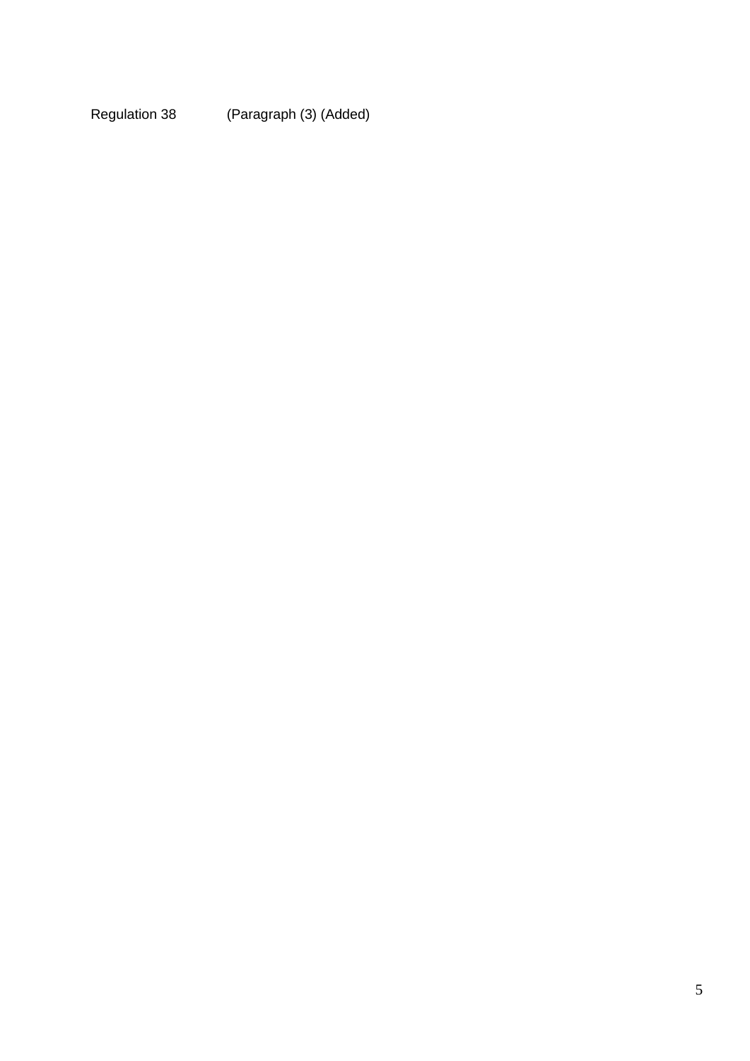Regulation 38 (Paragraph (3) (Added)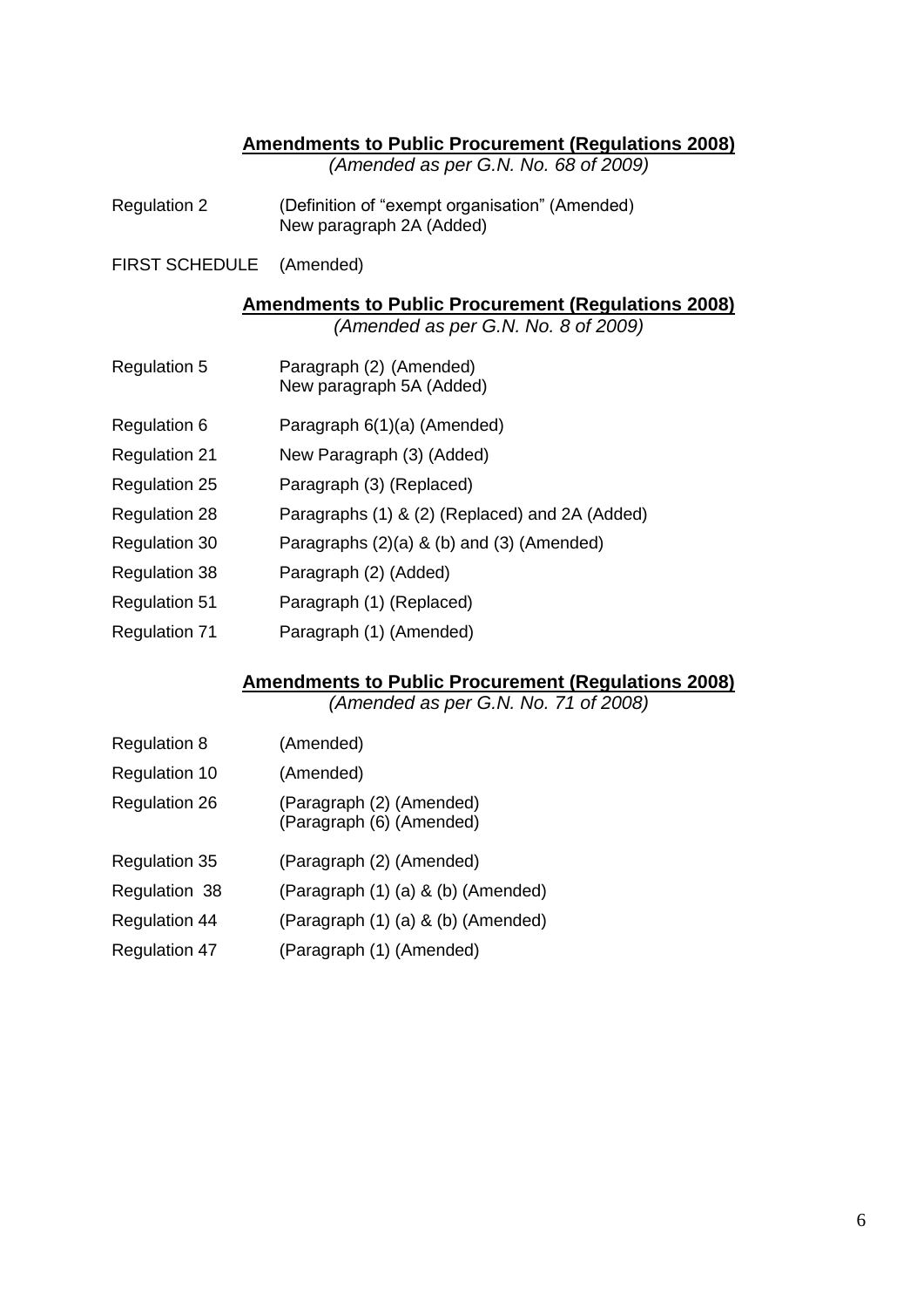**Amendments to Public Procurement (Regulations 2008)**
*(Amended as per G.N. No. 68 of 2009)*

| | |
|---|---|
| Regulation 2 | (Definition of "exempt organisation" (Amended)<br>New paragraph 2A (Added) |
| FIRST SCHEDULE | (Amended) |

**Amendments to Public Procurement (Regulations 2008)**
*(Amended as per G.N. No. 8 of 2009)*

| | |
|---|---|
| Regulation 5 | Paragraph (2) (Amended)<br>New paragraph 5A (Added) |
| Regulation 6 | Paragraph 6(1)(a) (Amended) |
| Regulation 21 | New Paragraph (3) (Added) |
| Regulation 25 | Paragraph (3) (Replaced) |
| Regulation 28 | Paragraphs (1) & (2) (Replaced) and 2A (Added) |
| Regulation 30 | Paragraphs (2)(a) & (b) and (3) (Amended) |
| Regulation 38 | Paragraph (2) (Added) |
| Regulation 51 | Paragraph (1) (Replaced) |
| Regulation 71 | Paragraph (1) (Amended) |

**Amendments to Public Procurement (Regulations 2008)**
*(Amended as per G.N. No. 71 of 2008)*

| | |
|---|---|
| Regulation 8 | (Amended) |
| Regulation 10 | (Amended) |
| Regulation 26 | (Paragraph (2) (Amended)<br>(Paragraph (6) (Amended) |
| Regulation 35 | (Paragraph (2) (Amended) |
| Regulation 38 | (Paragraph (1) (a) & (b) (Amended) |
| Regulation 44 | (Paragraph (1) (a) & (b) (Amended) |
| Regulation 47 | (Paragraph (1) (Amended) |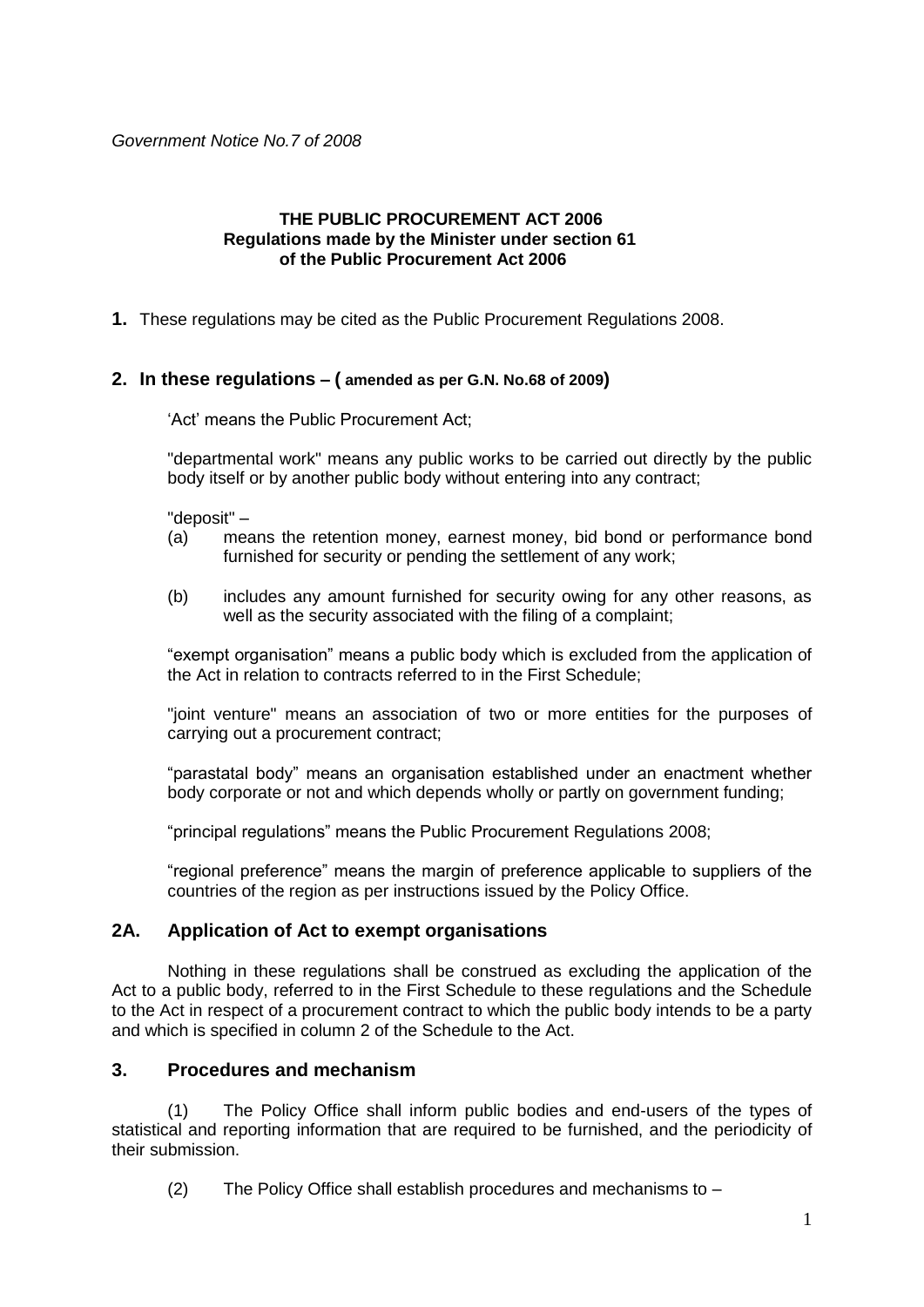*Government Notice No.7 of 2008*

**THE PUBLIC PROCUREMENT ACT 2006**
**Regulations made by the Minister under section 61**
**of the Public Procurement Act 2006**

**1.** These regulations may be cited as the Public Procurement Regulations 2008.

## 2. In these regulations – ( amended as per G.N. No.68 of 2009)

'Act' means the Public Procurement Act;

"departmental work" means any public works to be carried out directly by the public body itself or by another public body without entering into any contract;

"deposit" –

(a) means the retention money, earnest money, bid bond or performance bond furnished for security or pending the settlement of any work;

(b) includes any amount furnished for security owing for any other reasons, as well as the security associated with the filing of a complaint;

"exempt organisation" means a public body which is excluded from the application of the Act in relation to contracts referred to in the First Schedule;

"joint venture" means an association of two or more entities for the purposes of carrying out a procurement contract;

"parastatal body" means an organisation established under an enactment whether body corporate or not and which depends wholly or partly on government funding;

"principal regulations" means the Public Procurement Regulations 2008;

"regional preference" means the margin of preference applicable to suppliers of the countries of the region as per instructions issued by the Policy Office.

## 2A. Application of Act to exempt organisations

Nothing in these regulations shall be construed as excluding the application of the Act to a public body, referred to in the First Schedule to these regulations and the Schedule to the Act in respect of a procurement contract to which the public body intends to be a party and which is specified in column 2 of the Schedule to the Act.

## 3. Procedures and mechanism

(1) The Policy Office shall inform public bodies and end-users of the types of statistical and reporting information that are required to be furnished, and the periodicity of their submission.

(2) The Policy Office shall establish procedures and mechanisms to –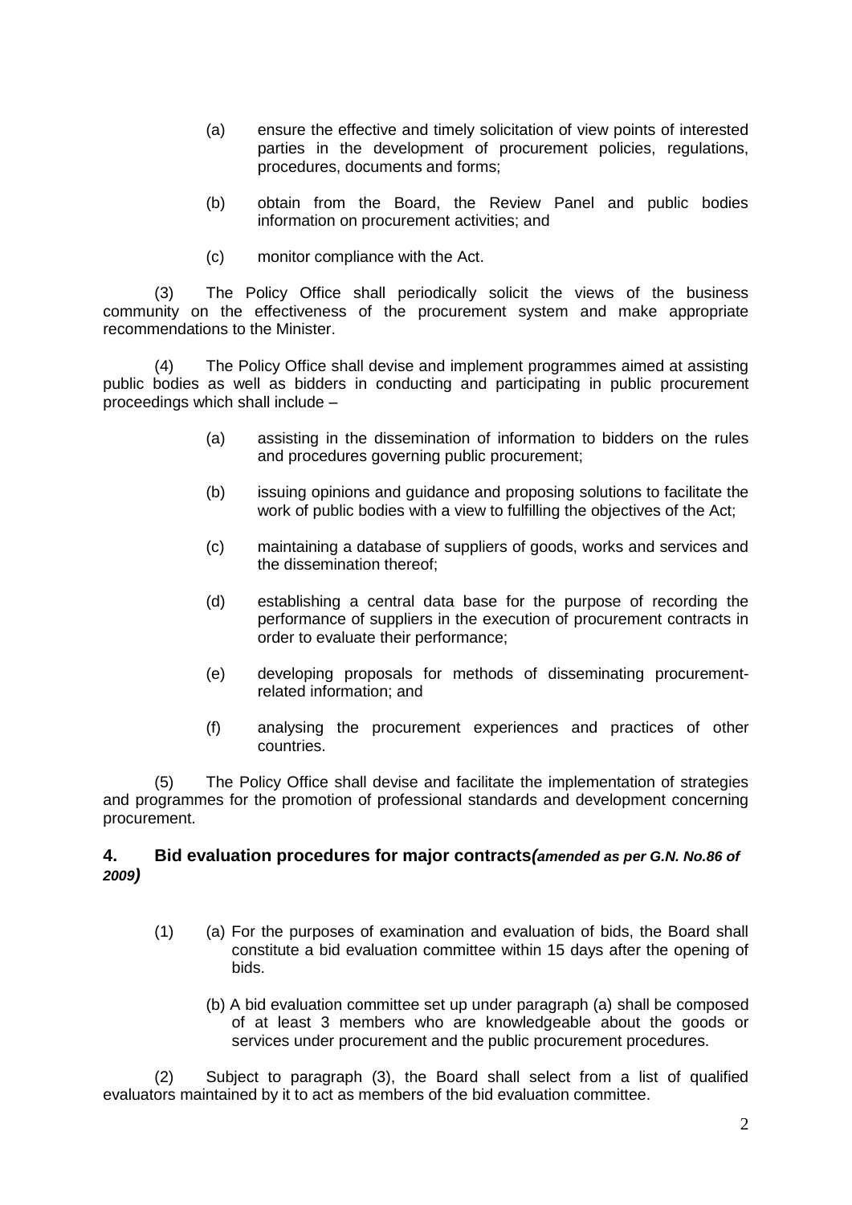(a) ensure the effective and timely solicitation of view points of interested parties in the development of procurement policies, regulations, procedures, documents and forms;

(b) obtain from the Board, the Review Panel and public bodies information on procurement activities; and

(c) monitor compliance with the Act.

(3) The Policy Office shall periodically solicit the views of the business community on the effectiveness of the procurement system and make appropriate recommendations to the Minister.

(4) The Policy Office shall devise and implement programmes aimed at assisting public bodies as well as bidders in conducting and participating in public procurement proceedings which shall include –

(a) assisting in the dissemination of information to bidders on the rules and procedures governing public procurement;

(b) issuing opinions and guidance and proposing solutions to facilitate the work of public bodies with a view to fulfilling the objectives of the Act;

(c) maintaining a database of suppliers of goods, works and services and the dissemination thereof;

(d) establishing a central data base for the purpose of recording the performance of suppliers in the execution of procurement contracts in order to evaluate their performance;

(e) developing proposals for methods of disseminating procurement-related information; and

(f) analysing the procurement experiences and practices of other countries.

(5) The Policy Office shall devise and facilitate the implementation of strategies and programmes for the promotion of professional standards and development concerning procurement.

### 4. Bid evaluation procedures for major contracts*(amended as per G.N. No.86 of 2009)*

(1) (a) For the purposes of examination and evaluation of bids, the Board shall constitute a bid evaluation committee within 15 days after the opening of bids.

(b) A bid evaluation committee set up under paragraph (a) shall be composed of at least 3 members who are knowledgeable about the goods or services under procurement and the public procurement procedures.

(2) Subject to paragraph (3), the Board shall select from a list of qualified evaluators maintained by it to act as members of the bid evaluation committee.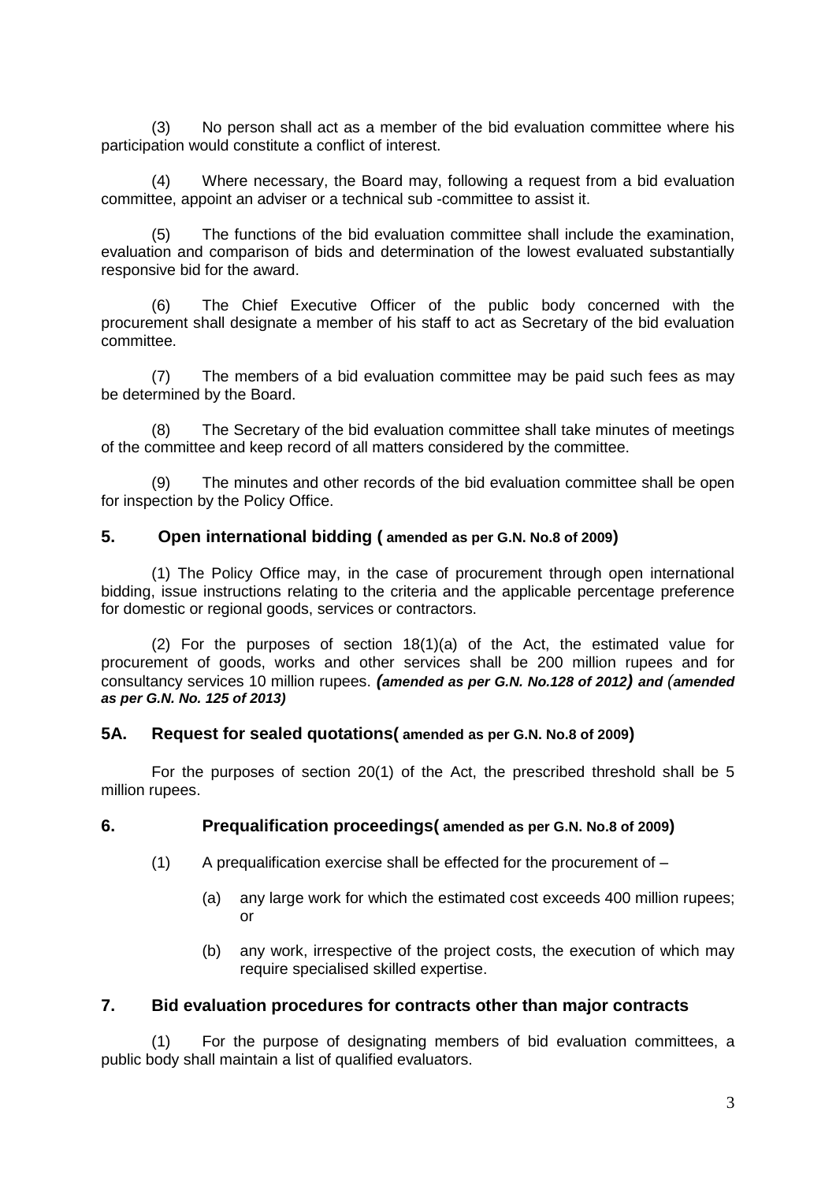(3) No person shall act as a member of the bid evaluation committee where his participation would constitute a conflict of interest.

(4) Where necessary, the Board may, following a request from a bid evaluation committee, appoint an adviser or a technical sub -committee to assist it.

(5) The functions of the bid evaluation committee shall include the examination, evaluation and comparison of bids and determination of the lowest evaluated substantially responsive bid for the award.

(6) The Chief Executive Officer of the public body concerned with the procurement shall designate a member of his staff to act as Secretary of the bid evaluation committee.

(7) The members of a bid evaluation committee may be paid such fees as may be determined by the Board.

(8) The Secretary of the bid evaluation committee shall take minutes of meetings of the committee and keep record of all matters considered by the committee.

(9) The minutes and other records of the bid evaluation committee shall be open for inspection by the Policy Office.

### 5. Open international bidding ( amended as per G.N. No.8 of 2009)

(1) The Policy Office may, in the case of procurement through open international bidding, issue instructions relating to the criteria and the applicable percentage preference for domestic or regional goods, services or contractors.

(2) For the purposes of section 18(1)(a) of the Act, the estimated value for procurement of goods, works and other services shall be 200 million rupees and for consultancy services 10 million rupees. ***(amended as per G.N. No.128 of 2012) and (amended as per G.N. No. 125 of 2013)***

### 5A. Request for sealed quotations( amended as per G.N. No.8 of 2009)

For the purposes of section 20(1) of the Act, the prescribed threshold shall be 5 million rupees.

### 6. Prequalification proceedings( amended as per G.N. No.8 of 2009)

(1) A prequalification exercise shall be effected for the procurement of –

- (a) any large work for which the estimated cost exceeds 400 million rupees; or
- (b) any work, irrespective of the project costs, the execution of which may require specialised skilled expertise.

### 7. Bid evaluation procedures for contracts other than major contracts

(1) For the purpose of designating members of bid evaluation committees, a public body shall maintain a list of qualified evaluators.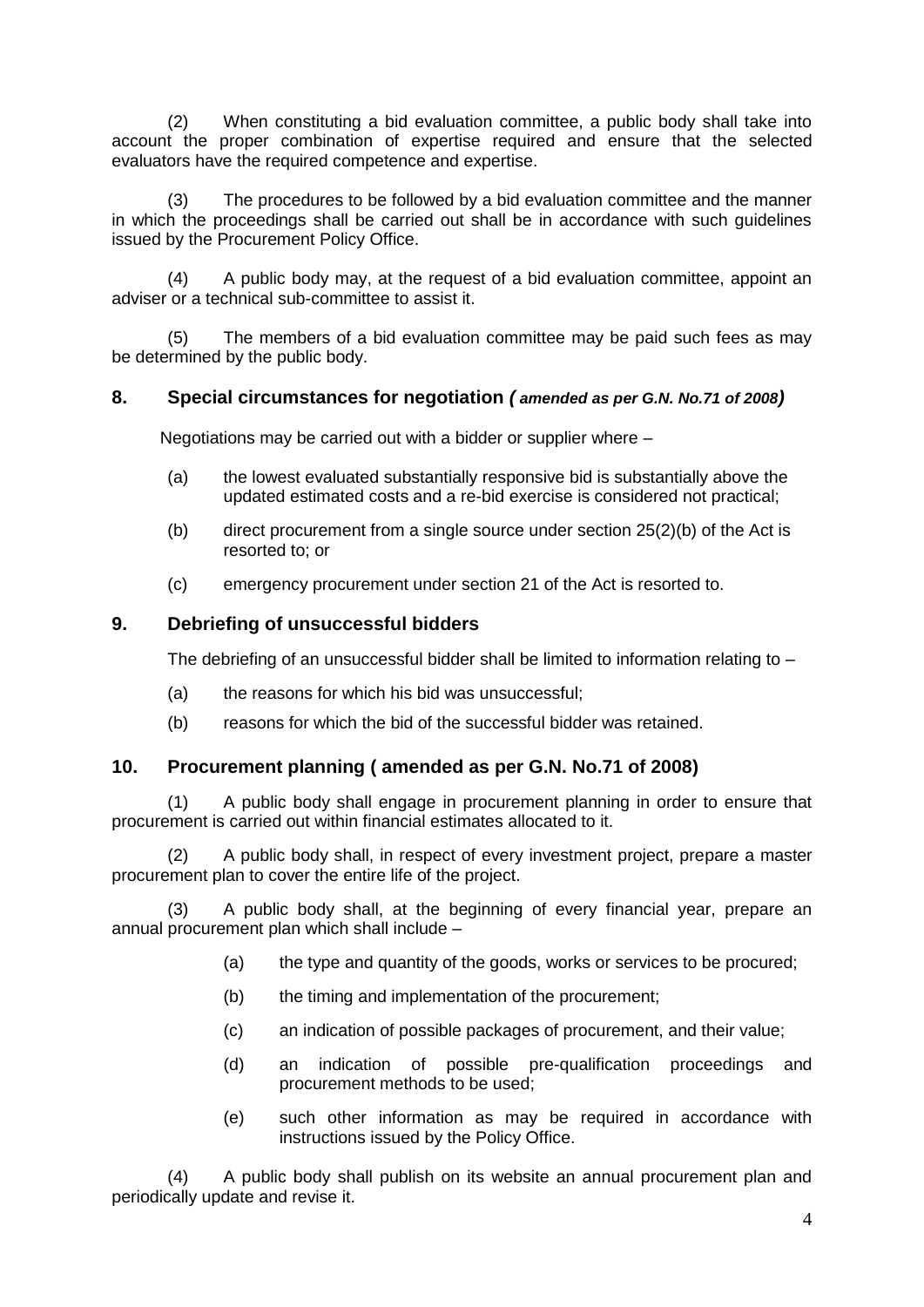(2) When constituting a bid evaluation committee, a public body shall take into account the proper combination of expertise required and ensure that the selected evaluators have the required competence and expertise.

(3) The procedures to be followed by a bid evaluation committee and the manner in which the proceedings shall be carried out shall be in accordance with such guidelines issued by the Procurement Policy Office.

(4) A public body may, at the request of a bid evaluation committee, appoint an adviser or a technical sub-committee to assist it.

(5) The members of a bid evaluation committee may be paid such fees as may be determined by the public body.

## 8. Special circumstances for negotiation *( amended as per G.N. No.71 of 2008)*

Negotiations may be carried out with a bidder or supplier where –

(a) the lowest evaluated substantially responsive bid is substantially above the updated estimated costs and a re-bid exercise is considered not practical;

(b) direct procurement from a single source under section 25(2)(b) of the Act is resorted to; or

(c) emergency procurement under section 21 of the Act is resorted to.

## 9. Debriefing of unsuccessful bidders

The debriefing of an unsuccessful bidder shall be limited to information relating to –

(a) the reasons for which his bid was unsuccessful;

(b) reasons for which the bid of the successful bidder was retained.

## 10. Procurement planning ( amended as per G.N. No.71 of 2008)

(1) A public body shall engage in procurement planning in order to ensure that procurement is carried out within financial estimates allocated to it.

(2) A public body shall, in respect of every investment project, prepare a master procurement plan to cover the entire life of the project.

(3) A public body shall, at the beginning of every financial year, prepare an annual procurement plan which shall include –

(a) the type and quantity of the goods, works or services to be procured;

(b) the timing and implementation of the procurement;

(c) an indication of possible packages of procurement, and their value;

(d) an indication of possible pre-qualification proceedings and procurement methods to be used;

(e) such other information as may be required in accordance with instructions issued by the Policy Office.

(4) A public body shall publish on its website an annual procurement plan and periodically update and revise it.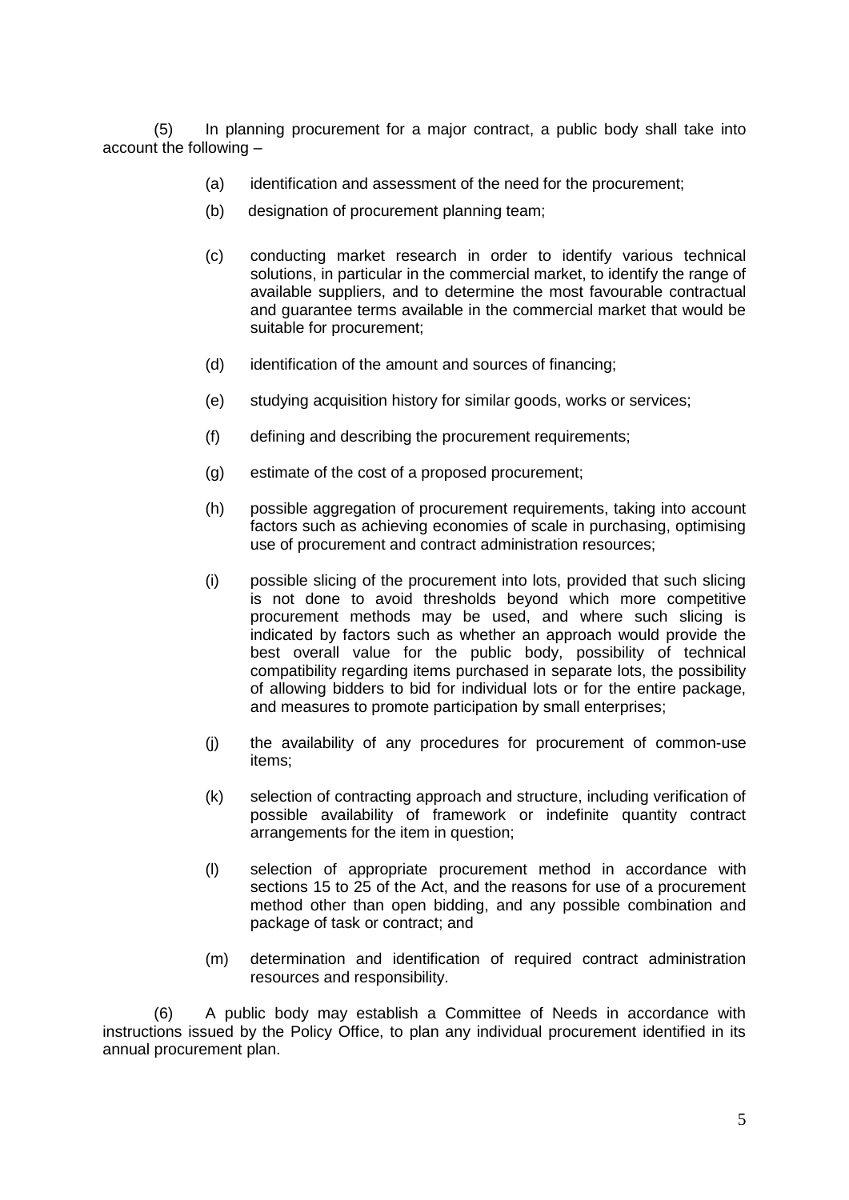(5) In planning procurement for a major contract, a public body shall take into account the following –

- (a) identification and assessment of the need for the procurement;
- (b) designation of procurement planning team;
- (c) conducting market research in order to identify various technical solutions, in particular in the commercial market, to identify the range of available suppliers, and to determine the most favourable contractual and guarantee terms available in the commercial market that would be suitable for procurement;
- (d) identification of the amount and sources of financing;
- (e) studying acquisition history for similar goods, works or services;
- (f) defining and describing the procurement requirements;
- (g) estimate of the cost of a proposed procurement;
- (h) possible aggregation of procurement requirements, taking into account factors such as achieving economies of scale in purchasing, optimising use of procurement and contract administration resources;
- (i) possible slicing of the procurement into lots, provided that such slicing is not done to avoid thresholds beyond which more competitive procurement methods may be used, and where such slicing is indicated by factors such as whether an approach would provide the best overall value for the public body, possibility of technical compatibility regarding items purchased in separate lots, the possibility of allowing bidders to bid for individual lots or for the entire package, and measures to promote participation by small enterprises;
- (j) the availability of any procedures for procurement of common-use items;
- (k) selection of contracting approach and structure, including verification of possible availability of framework or indefinite quantity contract arrangements for the item in question;
- (l) selection of appropriate procurement method in accordance with sections 15 to 25 of the Act, and the reasons for use of a procurement method other than open bidding, and any possible combination and package of task or contract; and
- (m) determination and identification of required contract administration resources and responsibility.

(6) A public body may establish a Committee of Needs in accordance with instructions issued by the Policy Office, to plan any individual procurement identified in its annual procurement plan.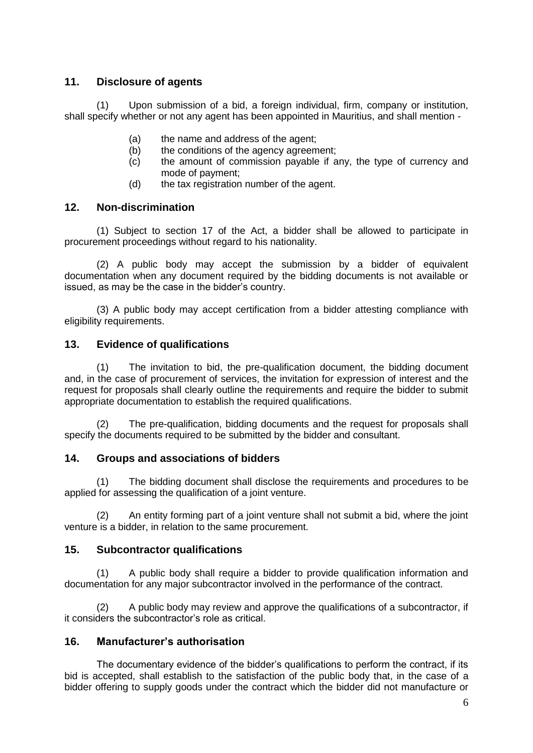## 11. Disclosure of agents

(1) Upon submission of a bid, a foreign individual, firm, company or institution, shall specify whether or not any agent has been appointed in Mauritius, and shall mention -

(a) the name and address of the agent;
(b) the conditions of the agency agreement;
(c) the amount of commission payable if any, the type of currency and mode of payment;
(d) the tax registration number of the agent.

## 12. Non-discrimination

(1) Subject to section 17 of the Act, a bidder shall be allowed to participate in procurement proceedings without regard to his nationality.

(2) A public body may accept the submission by a bidder of equivalent documentation when any document required by the bidding documents is not available or issued, as may be the case in the bidder's country.

(3) A public body may accept certification from a bidder attesting compliance with eligibility requirements.

## 13. Evidence of qualifications

(1) The invitation to bid, the pre-qualification document, the bidding document and, in the case of procurement of services, the invitation for expression of interest and the request for proposals shall clearly outline the requirements and require the bidder to submit appropriate documentation to establish the required qualifications.

(2) The pre-qualification, bidding documents and the request for proposals shall specify the documents required to be submitted by the bidder and consultant.

## 14. Groups and associations of bidders

(1) The bidding document shall disclose the requirements and procedures to be applied for assessing the qualification of a joint venture.

(2) An entity forming part of a joint venture shall not submit a bid, where the joint venture is a bidder, in relation to the same procurement.

## 15. Subcontractor qualifications

(1) A public body shall require a bidder to provide qualification information and documentation for any major subcontractor involved in the performance of the contract.

(2) A public body may review and approve the qualifications of a subcontractor, if it considers the subcontractor's role as critical.

## 16. Manufacturer's authorisation

The documentary evidence of the bidder's qualifications to perform the contract, if its bid is accepted, shall establish to the satisfaction of the public body that, in the case of a bidder offering to supply goods under the contract which the bidder did not manufacture or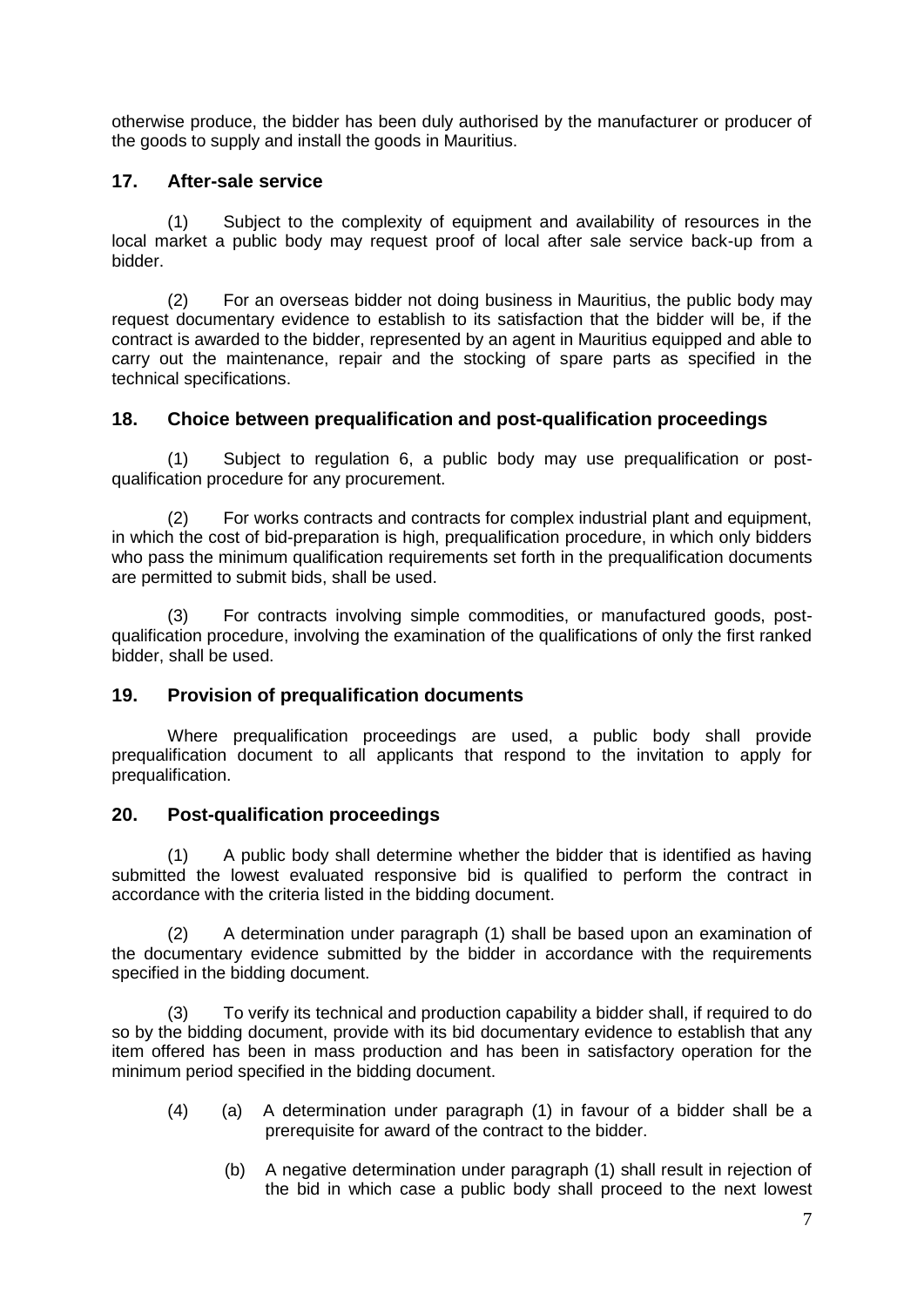otherwise produce, the bidder has been duly authorised by the manufacturer or producer of the goods to supply and install the goods in Mauritius.

### 17. After-sale service

(1) Subject to the complexity of equipment and availability of resources in the local market a public body may request proof of local after sale service back-up from a bidder.

(2) For an overseas bidder not doing business in Mauritius, the public body may request documentary evidence to establish to its satisfaction that the bidder will be, if the contract is awarded to the bidder, represented by an agent in Mauritius equipped and able to carry out the maintenance, repair and the stocking of spare parts as specified in the technical specifications.

### 18. Choice between prequalification and post-qualification proceedings

(1) Subject to regulation 6, a public body may use prequalification or post-qualification procedure for any procurement.

(2) For works contracts and contracts for complex industrial plant and equipment, in which the cost of bid-preparation is high, prequalification procedure, in which only bidders who pass the minimum qualification requirements set forth in the prequalification documents are permitted to submit bids, shall be used.

(3) For contracts involving simple commodities, or manufactured goods, post-qualification procedure, involving the examination of the qualifications of only the first ranked bidder, shall be used.

### 19. Provision of prequalification documents

Where prequalification proceedings are used, a public body shall provide prequalification document to all applicants that respond to the invitation to apply for prequalification.

### 20. Post-qualification proceedings

(1) A public body shall determine whether the bidder that is identified as having submitted the lowest evaluated responsive bid is qualified to perform the contract in accordance with the criteria listed in the bidding document.

(2) A determination under paragraph (1) shall be based upon an examination of the documentary evidence submitted by the bidder in accordance with the requirements specified in the bidding document.

(3) To verify its technical and production capability a bidder shall, if required to do so by the bidding document, provide with its bid documentary evidence to establish that any item offered has been in mass production and has been in satisfactory operation for the minimum period specified in the bidding document.

(4) (a) A determination under paragraph (1) in favour of a bidder shall be a prerequisite for award of the contract to the bidder.

(b) A negative determination under paragraph (1) shall result in rejection of the bid in which case a public body shall proceed to the next lowest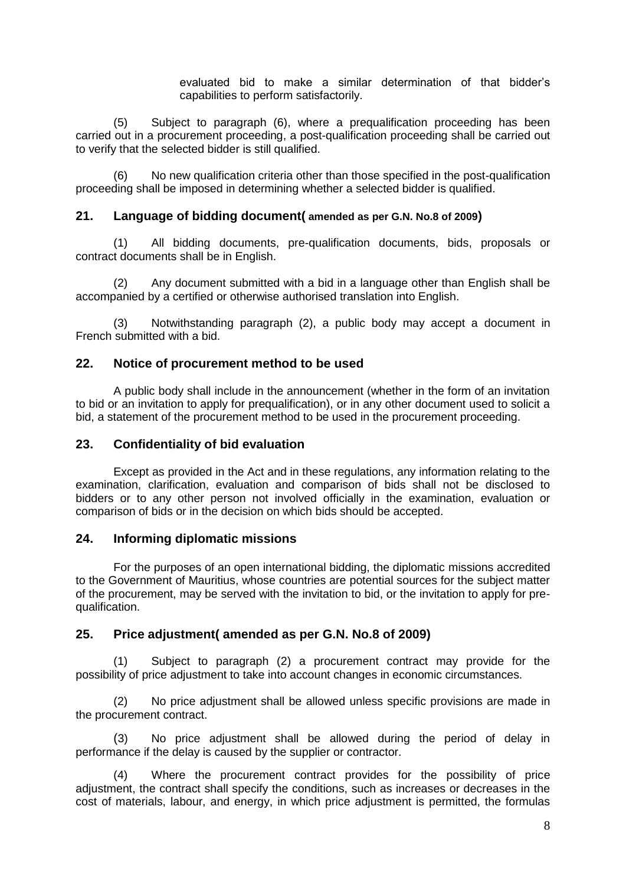evaluated bid to make a similar determination of that bidder's capabilities to perform satisfactorily.

(5) Subject to paragraph (6), where a prequalification proceeding has been carried out in a procurement proceeding, a post-qualification proceeding shall be carried out to verify that the selected bidder is still qualified.

(6) No new qualification criteria other than those specified in the post-qualification proceeding shall be imposed in determining whether a selected bidder is qualified.

### 21. Language of bidding document( amended as per G.N. No.8 of 2009)

(1) All bidding documents, pre-qualification documents, bids, proposals or contract documents shall be in English.

(2) Any document submitted with a bid in a language other than English shall be accompanied by a certified or otherwise authorised translation into English.

(3) Notwithstanding paragraph (2), a public body may accept a document in French submitted with a bid.

### 22. Notice of procurement method to be used

A public body shall include in the announcement (whether in the form of an invitation to bid or an invitation to apply for prequalification), or in any other document used to solicit a bid, a statement of the procurement method to be used in the procurement proceeding.

### 23. Confidentiality of bid evaluation

Except as provided in the Act and in these regulations, any information relating to the examination, clarification, evaluation and comparison of bids shall not be disclosed to bidders or to any other person not involved officially in the examination, evaluation or comparison of bids or in the decision on which bids should be accepted.

### 24. Informing diplomatic missions

For the purposes of an open international bidding, the diplomatic missions accredited to the Government of Mauritius, whose countries are potential sources for the subject matter of the procurement, may be served with the invitation to bid, or the invitation to apply for pre-qualification.

### 25. Price adjustment( amended as per G.N. No.8 of 2009)

(1) Subject to paragraph (2) a procurement contract may provide for the possibility of price adjustment to take into account changes in economic circumstances.

(2) No price adjustment shall be allowed unless specific provisions are made in the procurement contract.

(3) No price adjustment shall be allowed during the period of delay in performance if the delay is caused by the supplier or contractor.

(4) Where the procurement contract provides for the possibility of price adjustment, the contract shall specify the conditions, such as increases or decreases in the cost of materials, labour, and energy, in which price adjustment is permitted, the formulas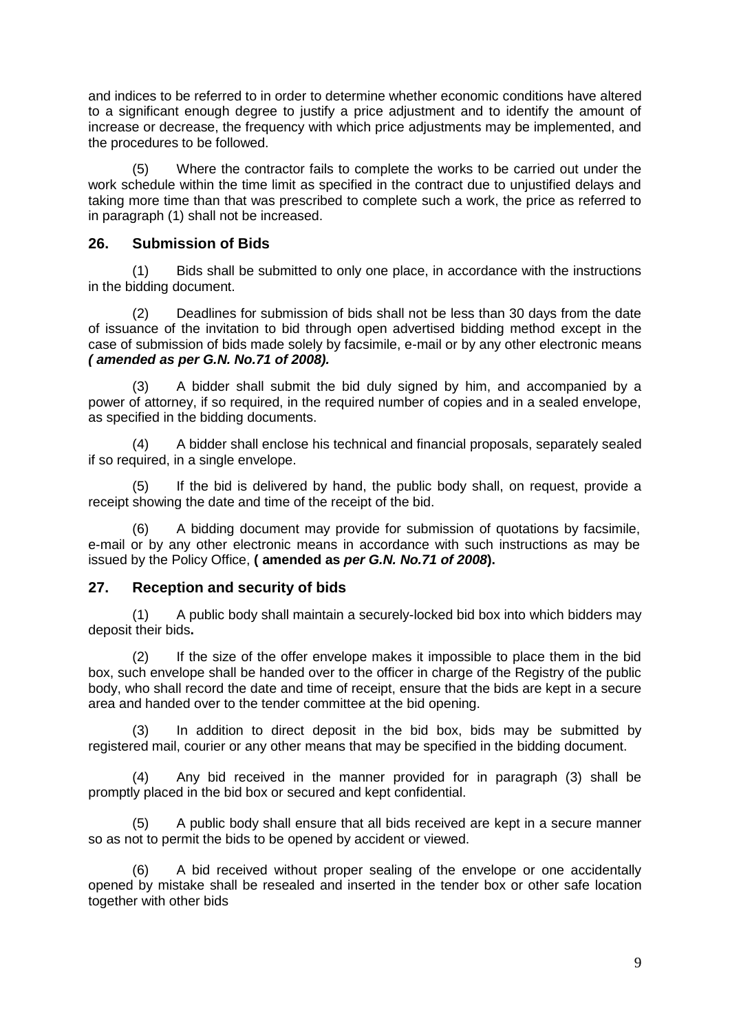and indices to be referred to in order to determine whether economic conditions have altered to a significant enough degree to justify a price adjustment and to identify the amount of increase or decrease, the frequency with which price adjustments may be implemented, and the procedures to be followed.

(5) Where the contractor fails to complete the works to be carried out under the work schedule within the time limit as specified in the contract due to unjustified delays and taking more time than that was prescribed to complete such a work, the price as referred to in paragraph (1) shall not be increased.

## 26. Submission of Bids

(1) Bids shall be submitted to only one place, in accordance with the instructions in the bidding document.

(2) Deadlines for submission of bids shall not be less than 30 days from the date of issuance of the invitation to bid through open advertised bidding method except in the case of submission of bids made solely by facsimile, e-mail or by any other electronic means ***( amended as per G.N. No.71 of 2008).***

(3) A bidder shall submit the bid duly signed by him, and accompanied by a power of attorney, if so required, in the required number of copies and in a sealed envelope, as specified in the bidding documents.

(4) A bidder shall enclose his technical and financial proposals, separately sealed if so required, in a single envelope.

(5) If the bid is delivered by hand, the public body shall, on request, provide a receipt showing the date and time of the receipt of the bid.

(6) A bidding document may provide for submission of quotations by facsimile, e-mail or by any other electronic means in accordance with such instructions as may be issued by the Policy Office, **( amended as *per G.N. No.71 of 2008*).**

## 27. Reception and security of bids

(1) A public body shall maintain a securely-locked bid box into which bidders may deposit their bids**.**

(2) If the size of the offer envelope makes it impossible to place them in the bid box, such envelope shall be handed over to the officer in charge of the Registry of the public body, who shall record the date and time of receipt, ensure that the bids are kept in a secure area and handed over to the tender committee at the bid opening.

(3) In addition to direct deposit in the bid box, bids may be submitted by registered mail, courier or any other means that may be specified in the bidding document.

(4) Any bid received in the manner provided for in paragraph (3) shall be promptly placed in the bid box or secured and kept confidential.

(5) A public body shall ensure that all bids received are kept in a secure manner so as not to permit the bids to be opened by accident or viewed.

(6) A bid received without proper sealing of the envelope or one accidentally opened by mistake shall be resealed and inserted in the tender box or other safe location together with other bids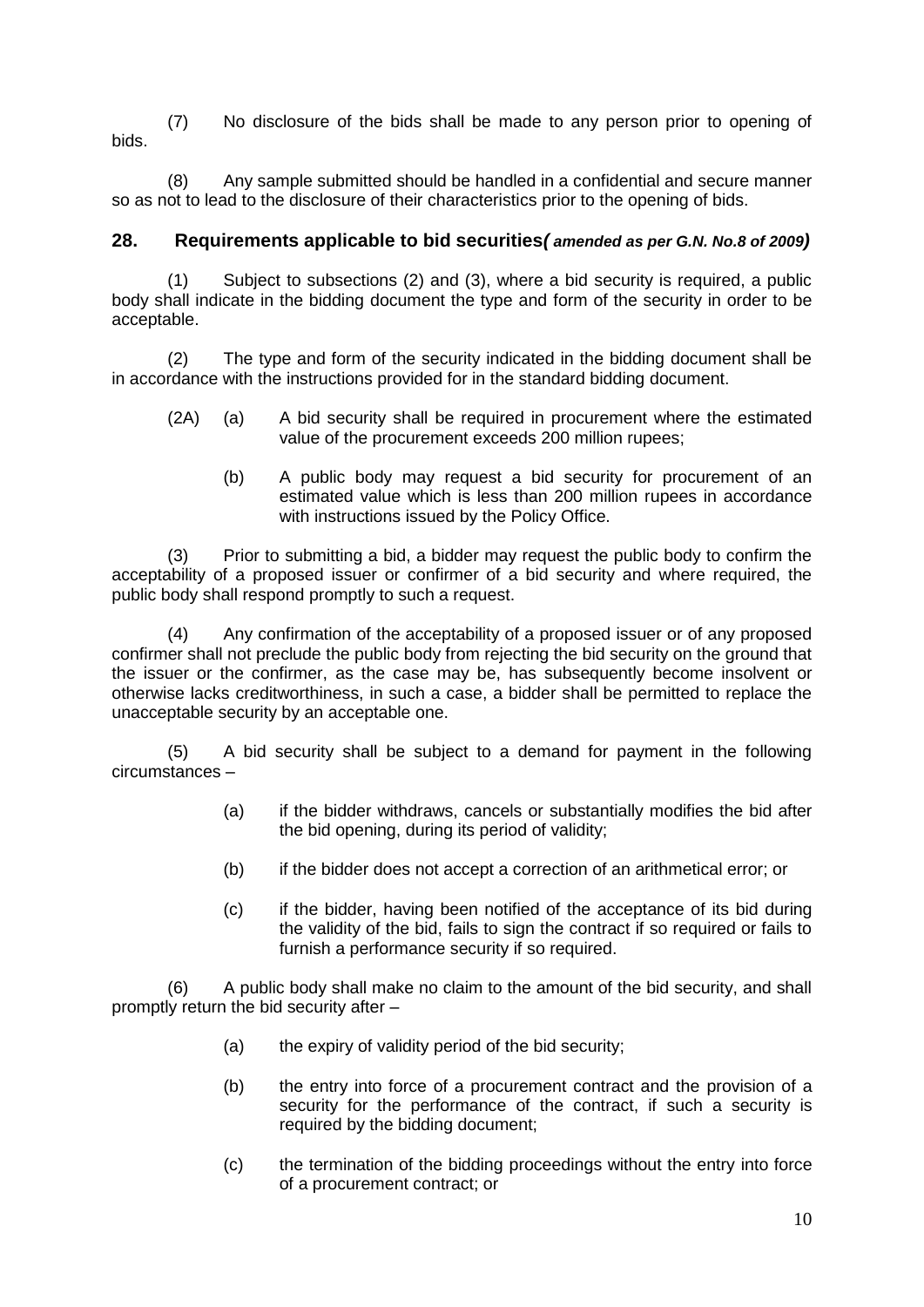(7) No disclosure of the bids shall be made to any person prior to opening of bids.

(8) Any sample submitted should be handled in a confidential and secure manner so as not to lead to the disclosure of their characteristics prior to the opening of bids.

### 28. Requirements applicable to bid securities*( amended as per G.N. No.8 of 2009)*

(1) Subject to subsections (2) and (3), where a bid security is required, a public body shall indicate in the bidding document the type and form of the security in order to be acceptable.

(2) The type and form of the security indicated in the bidding document shall be in accordance with the instructions provided for in the standard bidding document.

(2A) (a) A bid security shall be required in procurement where the estimated value of the procurement exceeds 200 million rupees;

(b) A public body may request a bid security for procurement of an estimated value which is less than 200 million rupees in accordance with instructions issued by the Policy Office.

(3) Prior to submitting a bid, a bidder may request the public body to confirm the acceptability of a proposed issuer or confirmer of a bid security and where required, the public body shall respond promptly to such a request.

(4) Any confirmation of the acceptability of a proposed issuer or of any proposed confirmer shall not preclude the public body from rejecting the bid security on the ground that the issuer or the confirmer, as the case may be, has subsequently become insolvent or otherwise lacks creditworthiness, in such a case, a bidder shall be permitted to replace the unacceptable security by an acceptable one.

(5) A bid security shall be subject to a demand for payment in the following circumstances –

(a) if the bidder withdraws, cancels or substantially modifies the bid after the bid opening, during its period of validity;

(b) if the bidder does not accept a correction of an arithmetical error; or

(c) if the bidder, having been notified of the acceptance of its bid during the validity of the bid, fails to sign the contract if so required or fails to furnish a performance security if so required.

(6) A public body shall make no claim to the amount of the bid security, and shall promptly return the bid security after –

(a) the expiry of validity period of the bid security;

(b) the entry into force of a procurement contract and the provision of a security for the performance of the contract, if such a security is required by the bidding document;

(c) the termination of the bidding proceedings without the entry into force of a procurement contract; or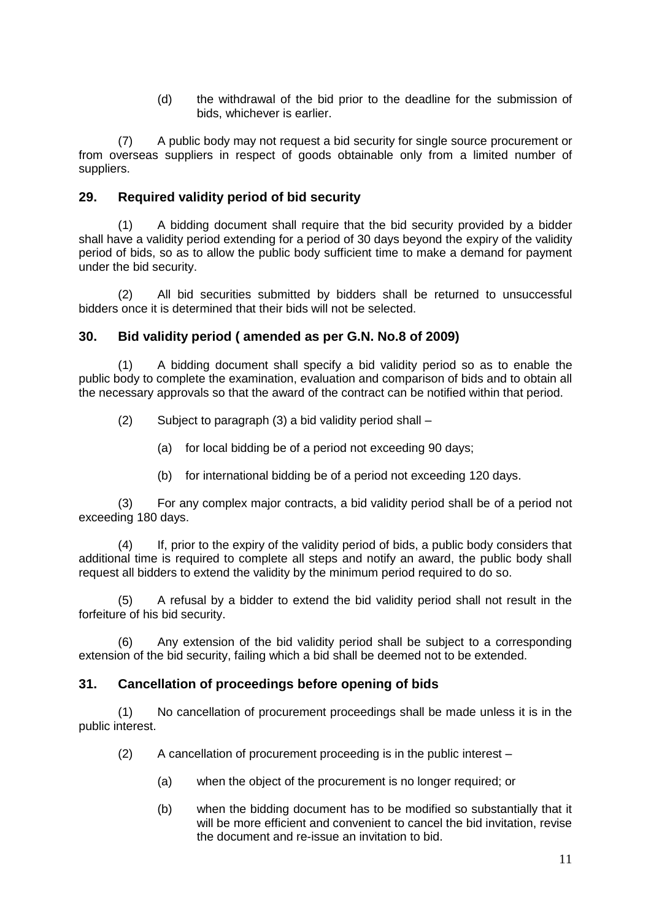(d) the withdrawal of the bid prior to the deadline for the submission of bids, whichever is earlier.

(7) A public body may not request a bid security for single source procurement or from overseas suppliers in respect of goods obtainable only from a limited number of suppliers.

## 29. Required validity period of bid security

(1) A bidding document shall require that the bid security provided by a bidder shall have a validity period extending for a period of 30 days beyond the expiry of the validity period of bids, so as to allow the public body sufficient time to make a demand for payment under the bid security.

(2) All bid securities submitted by bidders shall be returned to unsuccessful bidders once it is determined that their bids will not be selected.

## 30. Bid validity period ( amended as per G.N. No.8 of 2009)

(1) A bidding document shall specify a bid validity period so as to enable the public body to complete the examination, evaluation and comparison of bids and to obtain all the necessary approvals so that the award of the contract can be notified within that period.

(2) Subject to paragraph (3) a bid validity period shall –

(a) for local bidding be of a period not exceeding 90 days;

(b) for international bidding be of a period not exceeding 120 days.

(3) For any complex major contracts, a bid validity period shall be of a period not exceeding 180 days.

(4) If, prior to the expiry of the validity period of bids, a public body considers that additional time is required to complete all steps and notify an award, the public body shall request all bidders to extend the validity by the minimum period required to do so.

(5) A refusal by a bidder to extend the bid validity period shall not result in the forfeiture of his bid security.

(6) Any extension of the bid validity period shall be subject to a corresponding extension of the bid security, failing which a bid shall be deemed not to be extended.

## 31. Cancellation of proceedings before opening of bids

(1) No cancellation of procurement proceedings shall be made unless it is in the public interest.

(2) A cancellation of procurement proceeding is in the public interest –

(a) when the object of the procurement is no longer required; or

(b) when the bidding document has to be modified so substantially that it will be more efficient and convenient to cancel the bid invitation, revise the document and re-issue an invitation to bid.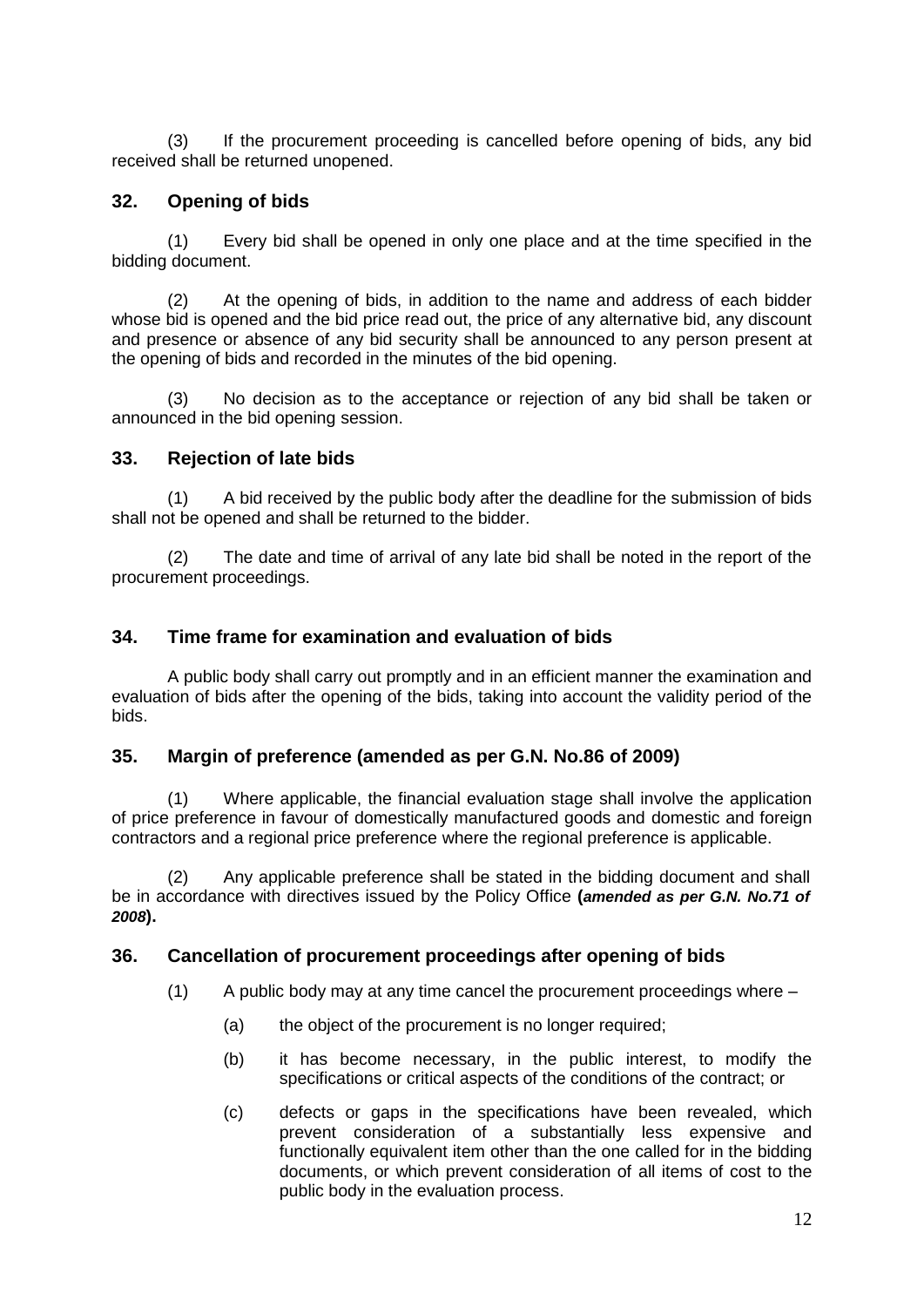(3) If the procurement proceeding is cancelled before opening of bids, any bid received shall be returned unopened.

## 32. Opening of bids

(1) Every bid shall be opened in only one place and at the time specified in the bidding document.

(2) At the opening of bids, in addition to the name and address of each bidder whose bid is opened and the bid price read out, the price of any alternative bid, any discount and presence or absence of any bid security shall be announced to any person present at the opening of bids and recorded in the minutes of the bid opening.

(3) No decision as to the acceptance or rejection of any bid shall be taken or announced in the bid opening session.

## 33. Rejection of late bids

(1) A bid received by the public body after the deadline for the submission of bids shall not be opened and shall be returned to the bidder.

(2) The date and time of arrival of any late bid shall be noted in the report of the procurement proceedings.

## 34. Time frame for examination and evaluation of bids

A public body shall carry out promptly and in an efficient manner the examination and evaluation of bids after the opening of the bids, taking into account the validity period of the bids.

## 35. Margin of preference (amended as per G.N. No.86 of 2009)

(1) Where applicable, the financial evaluation stage shall involve the application of price preference in favour of domestically manufactured goods and domestic and foreign contractors and a regional price preference where the regional preference is applicable.

(2) Any applicable preference shall be stated in the bidding document and shall be in accordance with directives issued by the Policy Office **(*amended as per G.N. No.71 of 2008*).**

## 36. Cancellation of procurement proceedings after opening of bids

(1) A public body may at any time cancel the procurement proceedings where –

- (a) the object of the procurement is no longer required;
- (b) it has become necessary, in the public interest, to modify the specifications or critical aspects of the conditions of the contract; or
- (c) defects or gaps in the specifications have been revealed, which prevent consideration of a substantially less expensive and functionally equivalent item other than the one called for in the bidding documents, or which prevent consideration of all items of cost to the public body in the evaluation process.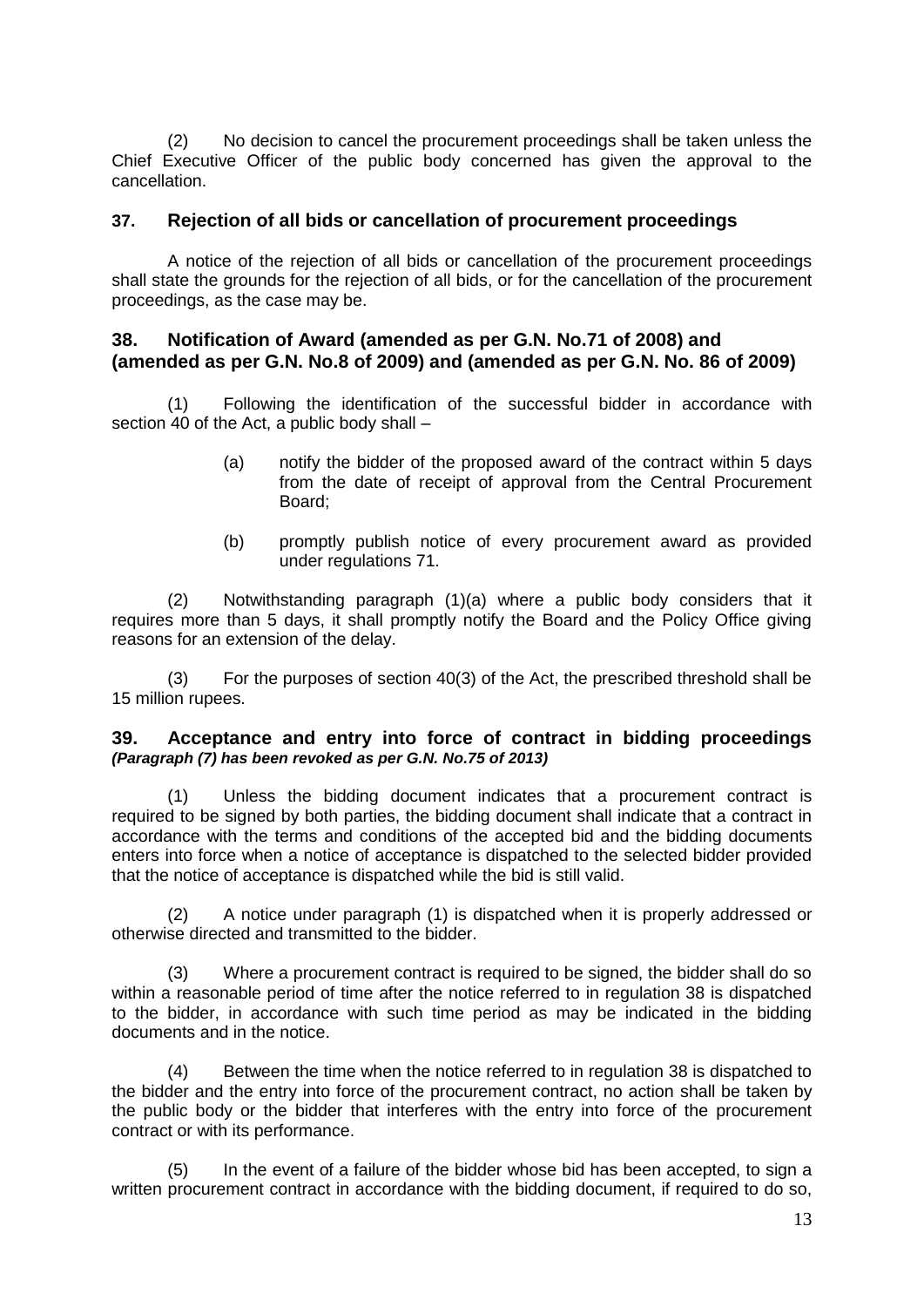(2) No decision to cancel the procurement proceedings shall be taken unless the Chief Executive Officer of the public body concerned has given the approval to the cancellation.

### 37. Rejection of all bids or cancellation of procurement proceedings

A notice of the rejection of all bids or cancellation of the procurement proceedings shall state the grounds for the rejection of all bids, or for the cancellation of the procurement proceedings, as the case may be.

### 38. Notification of Award (amended as per G.N. No.71 of 2008) and (amended as per G.N. No.8 of 2009) and (amended as per G.N. No. 86 of 2009)

(1) Following the identification of the successful bidder in accordance with section 40 of the Act, a public body shall –

> (a) notify the bidder of the proposed award of the contract within 5 days from the date of receipt of approval from the Central Procurement Board;
>
> (b) promptly publish notice of every procurement award as provided under regulations 71.

(2) Notwithstanding paragraph (1)(a) where a public body considers that it requires more than 5 days, it shall promptly notify the Board and the Policy Office giving reasons for an extension of the delay.

(3) For the purposes of section 40(3) of the Act, the prescribed threshold shall be 15 million rupees.

### 39. Acceptance and entry into force of contract in bidding proceedings *(Paragraph (7) has been revoked as per G.N. No.75 of 2013)*

(1) Unless the bidding document indicates that a procurement contract is required to be signed by both parties, the bidding document shall indicate that a contract in accordance with the terms and conditions of the accepted bid and the bidding documents enters into force when a notice of acceptance is dispatched to the selected bidder provided that the notice of acceptance is dispatched while the bid is still valid.

(2) A notice under paragraph (1) is dispatched when it is properly addressed or otherwise directed and transmitted to the bidder.

(3) Where a procurement contract is required to be signed, the bidder shall do so within a reasonable period of time after the notice referred to in regulation 38 is dispatched to the bidder, in accordance with such time period as may be indicated in the bidding documents and in the notice.

(4) Between the time when the notice referred to in regulation 38 is dispatched to the bidder and the entry into force of the procurement contract, no action shall be taken by the public body or the bidder that interferes with the entry into force of the procurement contract or with its performance.

(5) In the event of a failure of the bidder whose bid has been accepted, to sign a written procurement contract in accordance with the bidding document, if required to do so,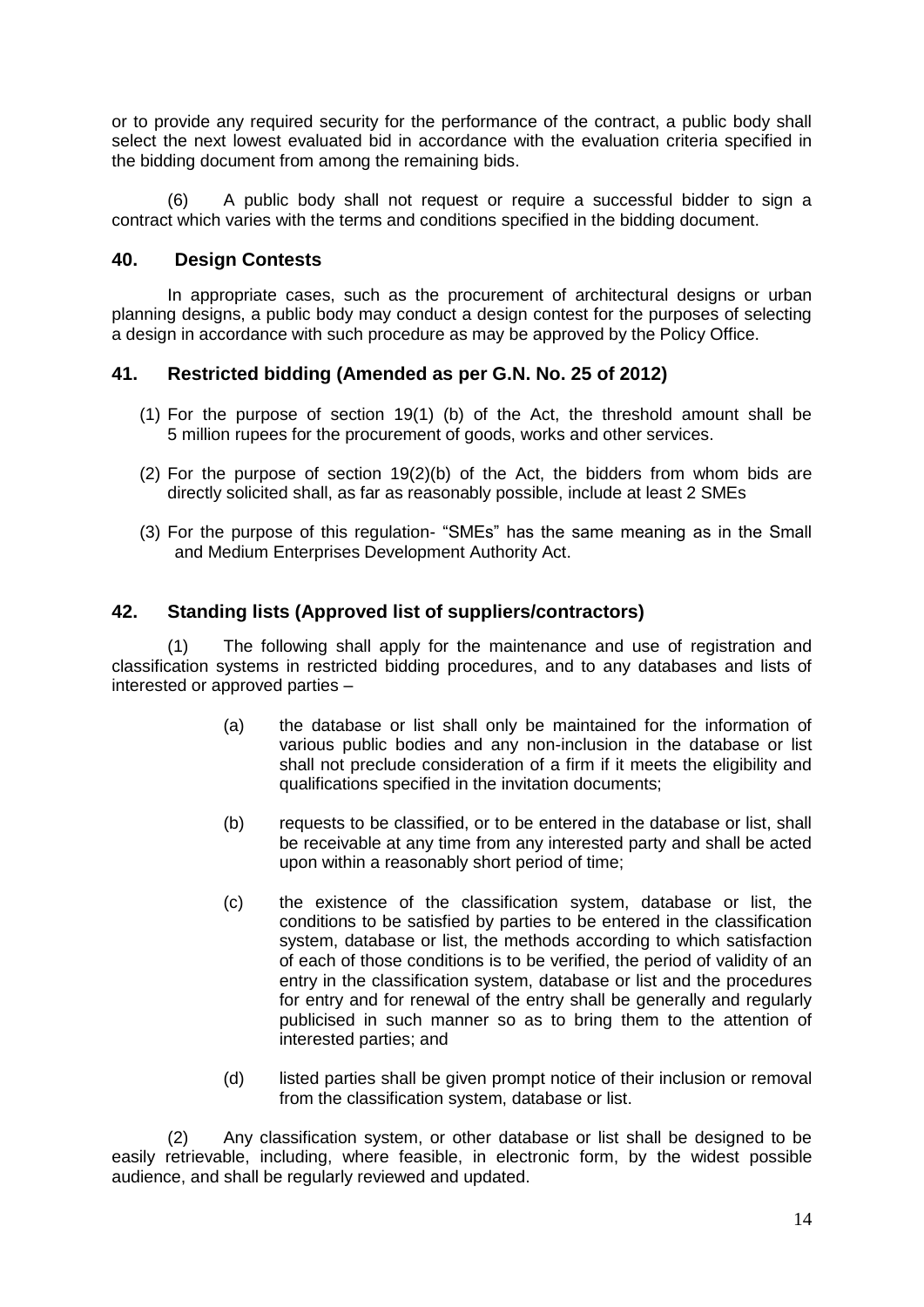or to provide any required security for the performance of the contract, a public body shall select the next lowest evaluated bid in accordance with the evaluation criteria specified in the bidding document from among the remaining bids.

(6) A public body shall not request or require a successful bidder to sign a contract which varies with the terms and conditions specified in the bidding document.

## 40. Design Contests

In appropriate cases, such as the procurement of architectural designs or urban planning designs, a public body may conduct a design contest for the purposes of selecting a design in accordance with such procedure as may be approved by the Policy Office.

## 41. Restricted bidding (Amended as per G.N. No. 25 of 2012)

(1) For the purpose of section 19(1) (b) of the Act, the threshold amount shall be 5 million rupees for the procurement of goods, works and other services.

(2) For the purpose of section 19(2)(b) of the Act, the bidders from whom bids are directly solicited shall, as far as reasonably possible, include at least 2 SMEs

(3) For the purpose of this regulation- "SMEs" has the same meaning as in the Small and Medium Enterprises Development Authority Act.

## 42. Standing lists (Approved list of suppliers/contractors)

(1) The following shall apply for the maintenance and use of registration and classification systems in restricted bidding procedures, and to any databases and lists of interested or approved parties –

(a) the database or list shall only be maintained for the information of various public bodies and any non-inclusion in the database or list shall not preclude consideration of a firm if it meets the eligibility and qualifications specified in the invitation documents;

(b) requests to be classified, or to be entered in the database or list, shall be receivable at any time from any interested party and shall be acted upon within a reasonably short period of time;

(c) the existence of the classification system, database or list, the conditions to be satisfied by parties to be entered in the classification system, database or list, the methods according to which satisfaction of each of those conditions is to be verified, the period of validity of an entry in the classification system, database or list and the procedures for entry and for renewal of the entry shall be generally and regularly publicised in such manner so as to bring them to the attention of interested parties; and

(d) listed parties shall be given prompt notice of their inclusion or removal from the classification system, database or list.

(2) Any classification system, or other database or list shall be designed to be easily retrievable, including, where feasible, in electronic form, by the widest possible audience, and shall be regularly reviewed and updated.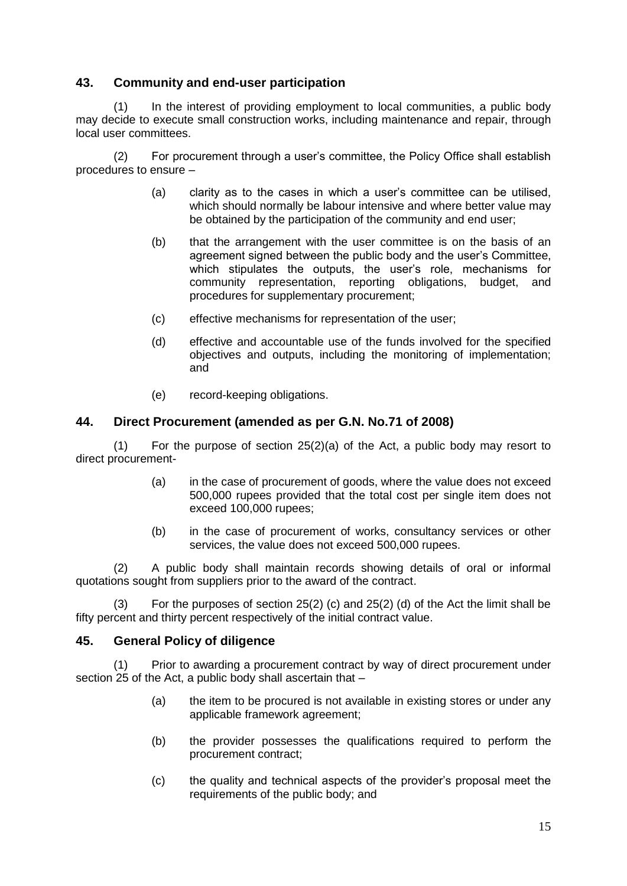## 43. Community and end-user participation

(1) In the interest of providing employment to local communities, a public body may decide to execute small construction works, including maintenance and repair, through local user committees.

(2) For procurement through a user's committee, the Policy Office shall establish procedures to ensure –

(a) clarity as to the cases in which a user's committee can be utilised, which should normally be labour intensive and where better value may be obtained by the participation of the community and end user;

(b) that the arrangement with the user committee is on the basis of an agreement signed between the public body and the user's Committee, which stipulates the outputs, the user's role, mechanisms for community representation, reporting obligations, budget, and procedures for supplementary procurement;

(c) effective mechanisms for representation of the user;

(d) effective and accountable use of the funds involved for the specified objectives and outputs, including the monitoring of implementation; and

(e) record-keeping obligations.

## 44. Direct Procurement (amended as per G.N. No.71 of 2008)

(1) For the purpose of section 25(2)(a) of the Act, a public body may resort to direct procurement-

(a) in the case of procurement of goods, where the value does not exceed 500,000 rupees provided that the total cost per single item does not exceed 100,000 rupees;

(b) in the case of procurement of works, consultancy services or other services, the value does not exceed 500,000 rupees.

(2) A public body shall maintain records showing details of oral or informal quotations sought from suppliers prior to the award of the contract.

(3) For the purposes of section 25(2) (c) and 25(2) (d) of the Act the limit shall be fifty percent and thirty percent respectively of the initial contract value.

## 45. General Policy of diligence

(1) Prior to awarding a procurement contract by way of direct procurement under section 25 of the Act, a public body shall ascertain that –

(a) the item to be procured is not available in existing stores or under any applicable framework agreement;

(b) the provider possesses the qualifications required to perform the procurement contract;

(c) the quality and technical aspects of the provider's proposal meet the requirements of the public body; and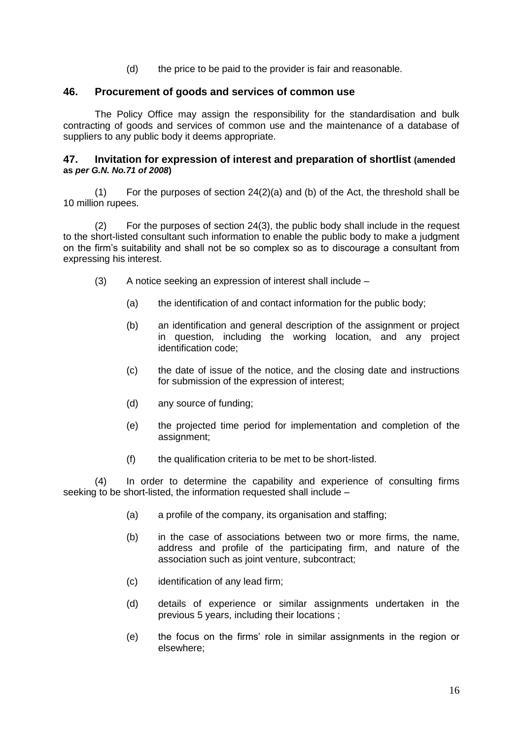(d) the price to be paid to the provider is fair and reasonable.

## 46. Procurement of goods and services of common use

The Policy Office may assign the responsibility for the standardisation and bulk contracting of goods and services of common use and the maintenance of a database of suppliers to any public body it deems appropriate.

## 47. Invitation for expression of interest and preparation of shortlist (amended as *per G.N. No.71 of 2008*)

(1) For the purposes of section 24(2)(a) and (b) of the Act, the threshold shall be 10 million rupees.

(2) For the purposes of section 24(3), the public body shall include in the request to the short-listed consultant such information to enable the public body to make a judgment on the firm's suitability and shall not be so complex so as to discourage a consultant from expressing his interest.

(3) A notice seeking an expression of interest shall include –

(a) the identification of and contact information for the public body;

(b) an identification and general description of the assignment or project in question, including the working location, and any project identification code;

(c) the date of issue of the notice, and the closing date and instructions for submission of the expression of interest;

(d) any source of funding;

(e) the projected time period for implementation and completion of the assignment;

(f) the qualification criteria to be met to be short-listed.

(4) In order to determine the capability and experience of consulting firms seeking to be short-listed, the information requested shall include –

(a) a profile of the company, its organisation and staffing;

(b) in the case of associations between two or more firms, the name, address and profile of the participating firm, and nature of the association such as joint venture, subcontract;

(c) identification of any lead firm;

(d) details of experience or similar assignments undertaken in the previous 5 years, including their locations ;

(e) the focus on the firms' role in similar assignments in the region or elsewhere;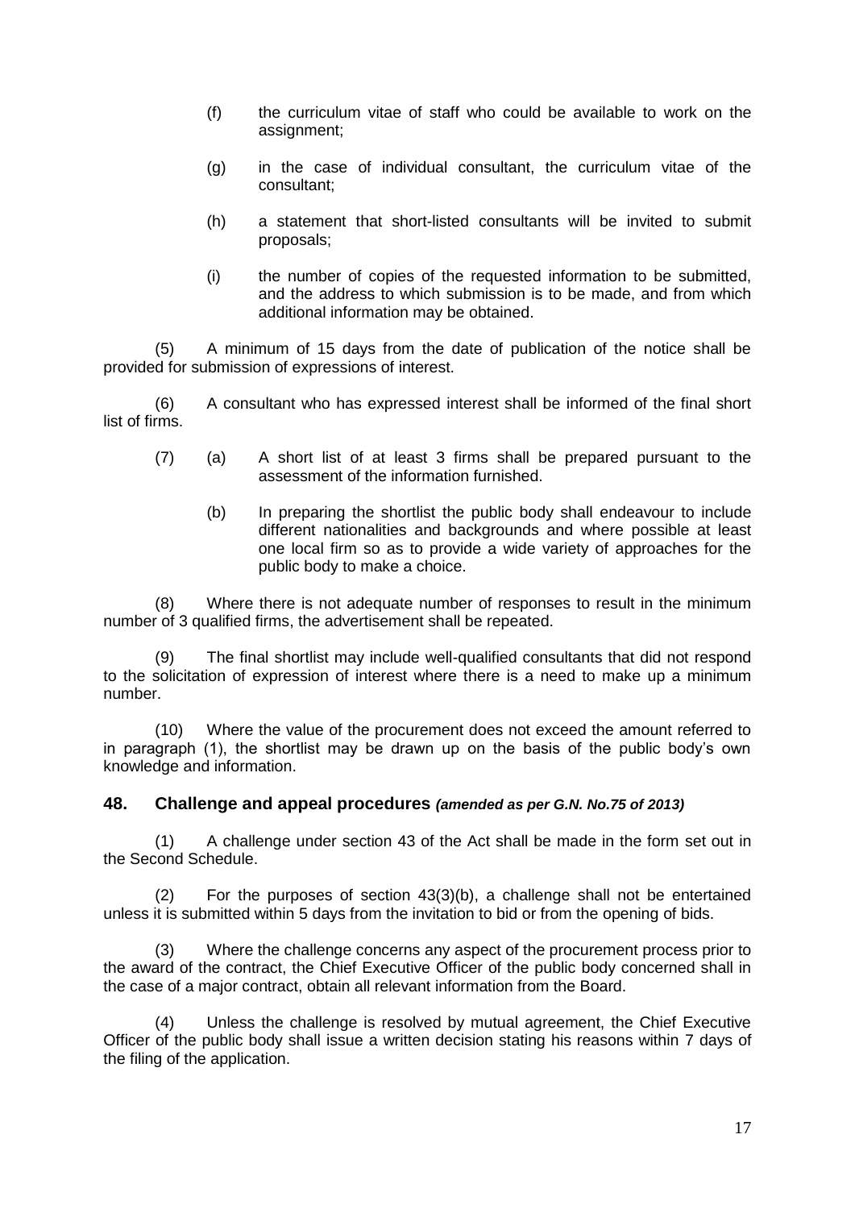(f) the curriculum vitae of staff who could be available to work on the assignment;

(g) in the case of individual consultant, the curriculum vitae of the consultant;

(h) a statement that short-listed consultants will be invited to submit proposals;

(i) the number of copies of the requested information to be submitted, and the address to which submission is to be made, and from which additional information may be obtained.

(5) A minimum of 15 days from the date of publication of the notice shall be provided for submission of expressions of interest.

(6) A consultant who has expressed interest shall be informed of the final short list of firms.

(7) (a) A short list of at least 3 firms shall be prepared pursuant to the assessment of the information furnished.

(b) In preparing the shortlist the public body shall endeavour to include different nationalities and backgrounds and where possible at least one local firm so as to provide a wide variety of approaches for the public body to make a choice.

(8) Where there is not adequate number of responses to result in the minimum number of 3 qualified firms, the advertisement shall be repeated.

(9) The final shortlist may include well-qualified consultants that did not respond to the solicitation of expression of interest where there is a need to make up a minimum number.

(10) Where the value of the procurement does not exceed the amount referred to in paragraph (1), the shortlist may be drawn up on the basis of the public body's own knowledge and information.

### 48. Challenge and appeal procedures *(amended as per G.N. No.75 of 2013)*

(1) A challenge under section 43 of the Act shall be made in the form set out in the Second Schedule.

(2) For the purposes of section 43(3)(b), a challenge shall not be entertained unless it is submitted within 5 days from the invitation to bid or from the opening of bids.

(3) Where the challenge concerns any aspect of the procurement process prior to the award of the contract, the Chief Executive Officer of the public body concerned shall in the case of a major contract, obtain all relevant information from the Board.

(4) Unless the challenge is resolved by mutual agreement, the Chief Executive Officer of the public body shall issue a written decision stating his reasons within 7 days of the filing of the application.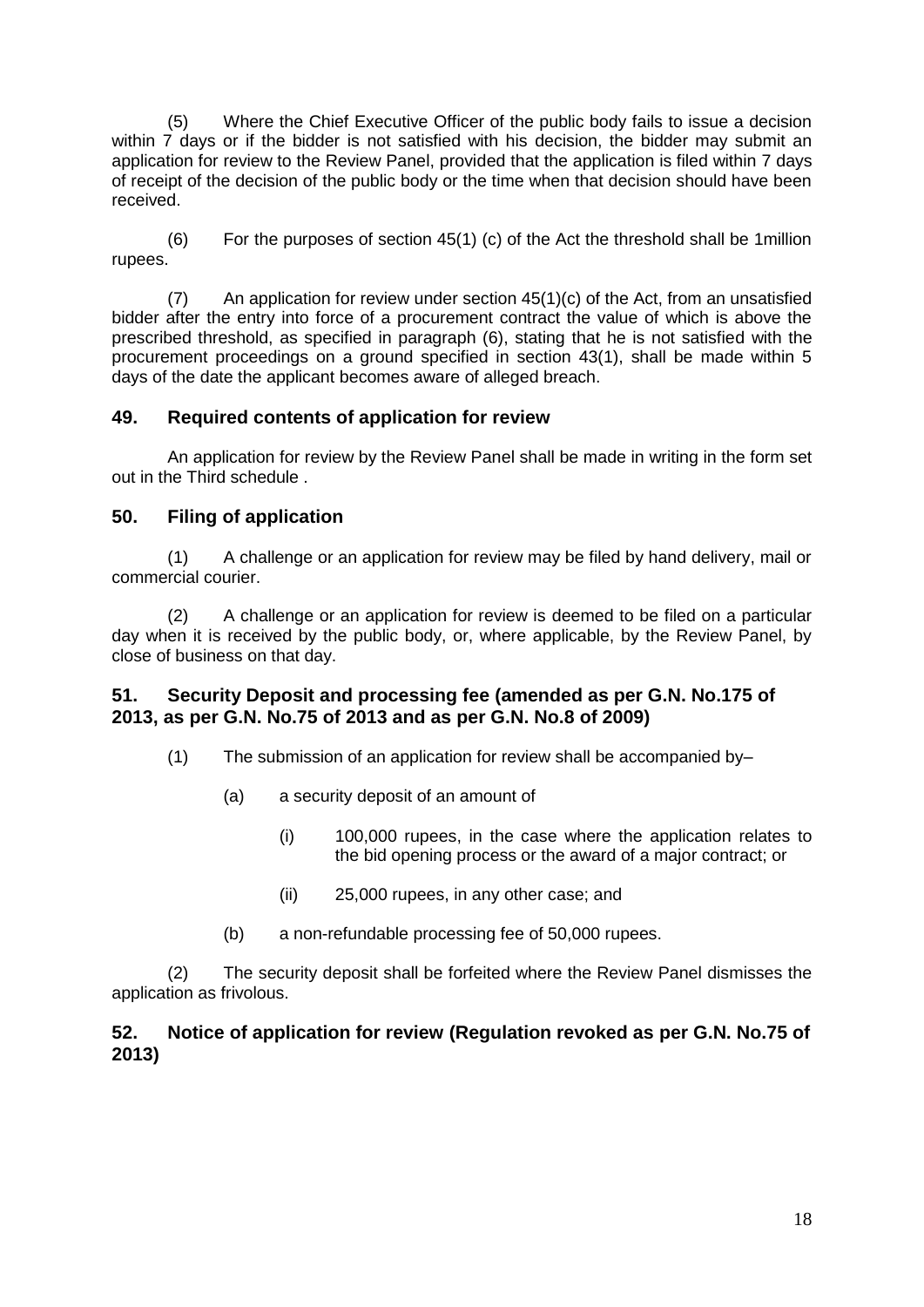(5) Where the Chief Executive Officer of the public body fails to issue a decision within 7 days or if the bidder is not satisfied with his decision, the bidder may submit an application for review to the Review Panel, provided that the application is filed within 7 days of receipt of the decision of the public body or the time when that decision should have been received.

(6) For the purposes of section 45(1) (c) of the Act the threshold shall be 1million rupees.

(7) An application for review under section 45(1)(c) of the Act, from an unsatisfied bidder after the entry into force of a procurement contract the value of which is above the prescribed threshold, as specified in paragraph (6), stating that he is not satisfied with the procurement proceedings on a ground specified in section 43(1), shall be made within 5 days of the date the applicant becomes aware of alleged breach.

## 49. Required contents of application for review

An application for review by the Review Panel shall be made in writing in the form set out in the Third schedule .

## 50. Filing of application

(1) A challenge or an application for review may be filed by hand delivery, mail or commercial courier.

(2) A challenge or an application for review is deemed to be filed on a particular day when it is received by the public body, or, where applicable, by the Review Panel, by close of business on that day.

## 51. Security Deposit and processing fee (amended as per G.N. No.175 of 2013, as per G.N. No.75 of 2013 and as per G.N. No.8 of 2009)

(1) The submission of an application for review shall be accompanied by–

(a) a security deposit of an amount of

(i) 100,000 rupees, in the case where the application relates to the bid opening process or the award of a major contract; or

(ii) 25,000 rupees, in any other case; and

(b) a non-refundable processing fee of 50,000 rupees.

(2) The security deposit shall be forfeited where the Review Panel dismisses the application as frivolous.

## 52. Notice of application for review (Regulation revoked as per G.N. No.75 of 2013)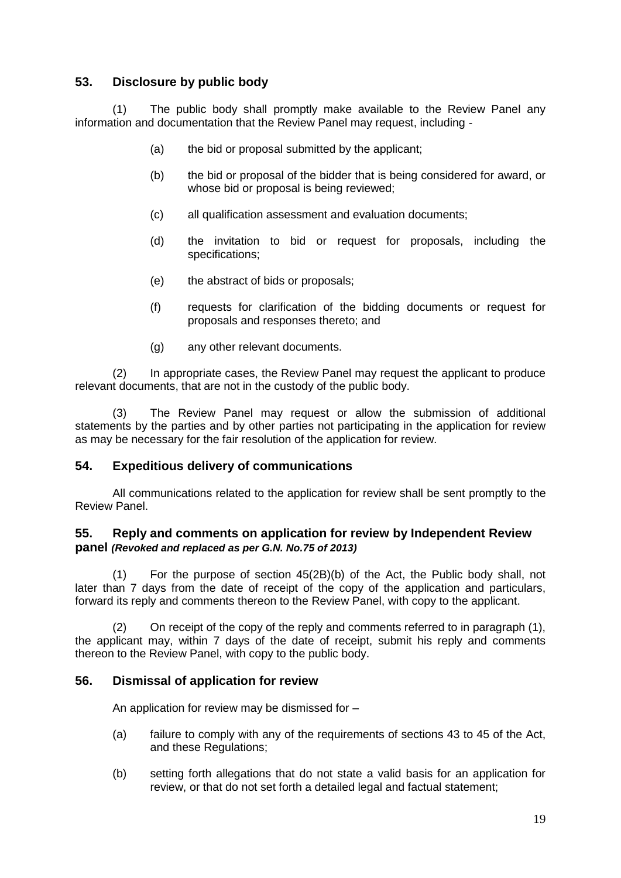## 53. Disclosure by public body

(1) The public body shall promptly make available to the Review Panel any information and documentation that the Review Panel may request, including -

- (a) the bid or proposal submitted by the applicant;
- (b) the bid or proposal of the bidder that is being considered for award, or whose bid or proposal is being reviewed;
- (c) all qualification assessment and evaluation documents;
- (d) the invitation to bid or request for proposals, including the specifications;
- (e) the abstract of bids or proposals;
- (f) requests for clarification of the bidding documents or request for proposals and responses thereto; and
- (g) any other relevant documents.

(2) In appropriate cases, the Review Panel may request the applicant to produce relevant documents, that are not in the custody of the public body.

(3) The Review Panel may request or allow the submission of additional statements by the parties and by other parties not participating in the application for review as may be necessary for the fair resolution of the application for review.

## 54. Expeditious delivery of communications

All communications related to the application for review shall be sent promptly to the Review Panel.

## 55. Reply and comments on application for review by Independent Review panel *(Revoked and replaced as per G.N. No.75 of 2013)*

(1) For the purpose of section 45(2B)(b) of the Act, the Public body shall, not later than 7 days from the date of receipt of the copy of the application and particulars, forward its reply and comments thereon to the Review Panel, with copy to the applicant.

(2) On receipt of the copy of the reply and comments referred to in paragraph (1), the applicant may, within 7 days of the date of receipt, submit his reply and comments thereon to the Review Panel, with copy to the public body.

## 56. Dismissal of application for review

An application for review may be dismissed for –

- (a) failure to comply with any of the requirements of sections 43 to 45 of the Act, and these Regulations;
- (b) setting forth allegations that do not state a valid basis for an application for review, or that do not set forth a detailed legal and factual statement;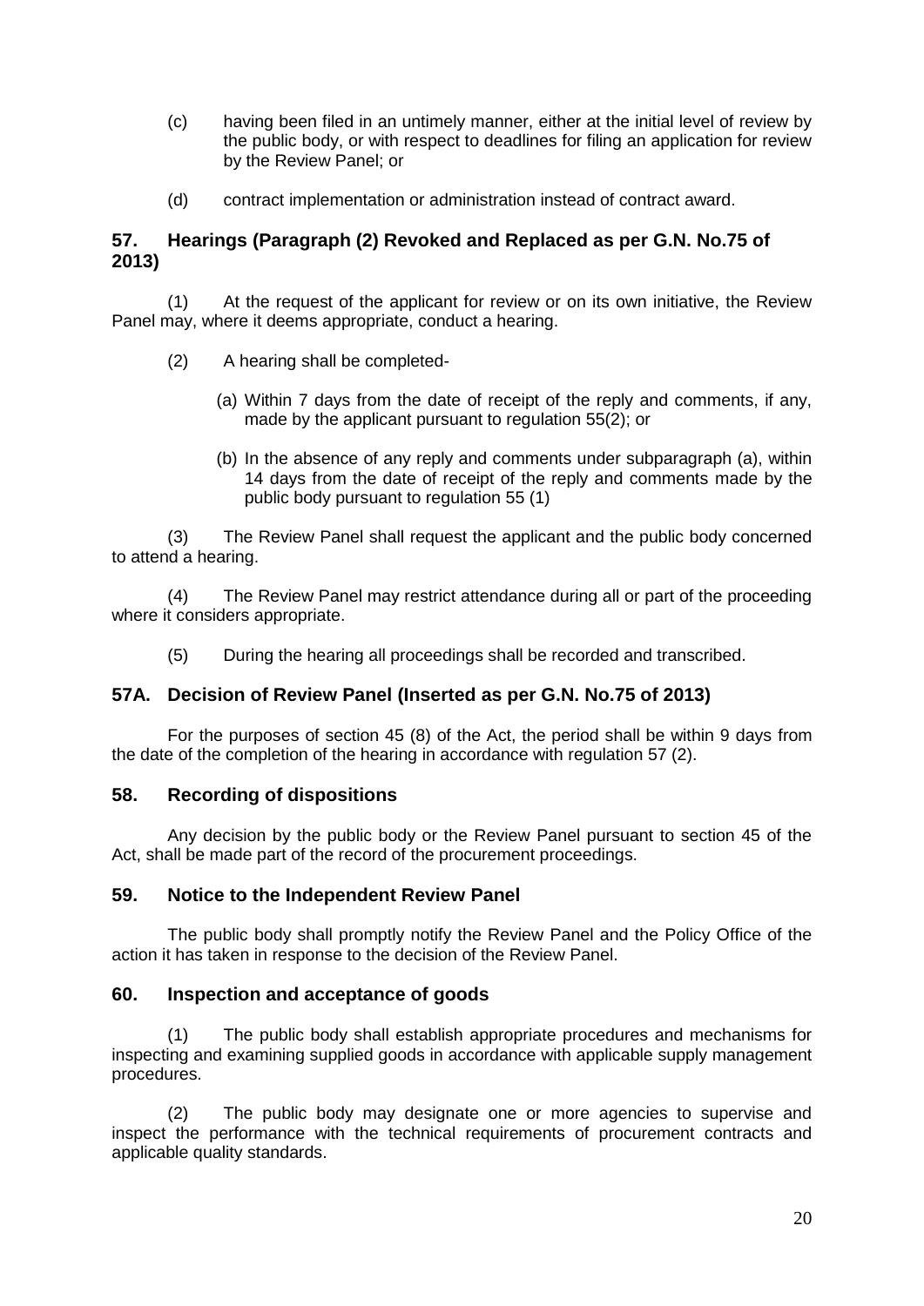(c) having been filed in an untimely manner, either at the initial level of review by the public body, or with respect to deadlines for filing an application for review by the Review Panel; or

(d) contract implementation or administration instead of contract award.

### 57. Hearings (Paragraph (2) Revoked and Replaced as per G.N. No.75 of 2013)

(1) At the request of the applicant for review or on its own initiative, the Review Panel may, where it deems appropriate, conduct a hearing.

(2) A hearing shall be completed-

(a) Within 7 days from the date of receipt of the reply and comments, if any, made by the applicant pursuant to regulation 55(2); or

(b) In the absence of any reply and comments under subparagraph (a), within 14 days from the date of receipt of the reply and comments made by the public body pursuant to regulation 55 (1)

(3) The Review Panel shall request the applicant and the public body concerned to attend a hearing.

(4) The Review Panel may restrict attendance during all or part of the proceeding where it considers appropriate.

(5) During the hearing all proceedings shall be recorded and transcribed.

### 57A. Decision of Review Panel (Inserted as per G.N. No.75 of 2013)

For the purposes of section 45 (8) of the Act, the period shall be within 9 days from the date of the completion of the hearing in accordance with regulation 57 (2).

### 58. Recording of dispositions

Any decision by the public body or the Review Panel pursuant to section 45 of the Act, shall be made part of the record of the procurement proceedings.

### 59. Notice to the Independent Review Panel

The public body shall promptly notify the Review Panel and the Policy Office of the action it has taken in response to the decision of the Review Panel.

### 60. Inspection and acceptance of goods

(1) The public body shall establish appropriate procedures and mechanisms for inspecting and examining supplied goods in accordance with applicable supply management procedures.

(2) The public body may designate one or more agencies to supervise and inspect the performance with the technical requirements of procurement contracts and applicable quality standards.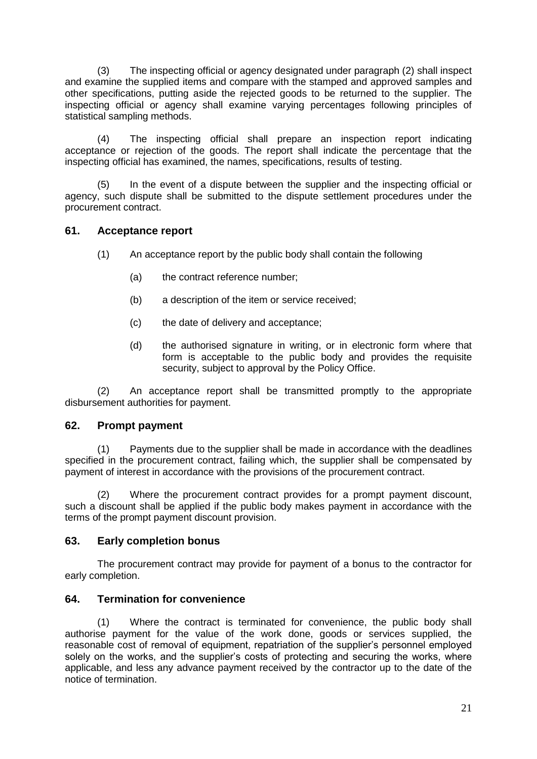(3) The inspecting official or agency designated under paragraph (2) shall inspect and examine the supplied items and compare with the stamped and approved samples and other specifications, putting aside the rejected goods to be returned to the supplier. The inspecting official or agency shall examine varying percentages following principles of statistical sampling methods.

(4) The inspecting official shall prepare an inspection report indicating acceptance or rejection of the goods. The report shall indicate the percentage that the inspecting official has examined, the names, specifications, results of testing.

(5) In the event of a dispute between the supplier and the inspecting official or agency, such dispute shall be submitted to the dispute settlement procedures under the procurement contract.

## 61. Acceptance report

(1) An acceptance report by the public body shall contain the following

(a) the contract reference number;

(b) a description of the item or service received;

(c) the date of delivery and acceptance;

(d) the authorised signature in writing, or in electronic form where that form is acceptable to the public body and provides the requisite security, subject to approval by the Policy Office.

(2) An acceptance report shall be transmitted promptly to the appropriate disbursement authorities for payment.

## 62. Prompt payment

(1) Payments due to the supplier shall be made in accordance with the deadlines specified in the procurement contract, failing which, the supplier shall be compensated by payment of interest in accordance with the provisions of the procurement contract.

(2) Where the procurement contract provides for a prompt payment discount, such a discount shall be applied if the public body makes payment in accordance with the terms of the prompt payment discount provision.

## 63. Early completion bonus

The procurement contract may provide for payment of a bonus to the contractor for early completion.

## 64. Termination for convenience

(1) Where the contract is terminated for convenience, the public body shall authorise payment for the value of the work done, goods or services supplied, the reasonable cost of removal of equipment, repatriation of the supplier's personnel employed solely on the works, and the supplier's costs of protecting and securing the works, where applicable, and less any advance payment received by the contractor up to the date of the notice of termination.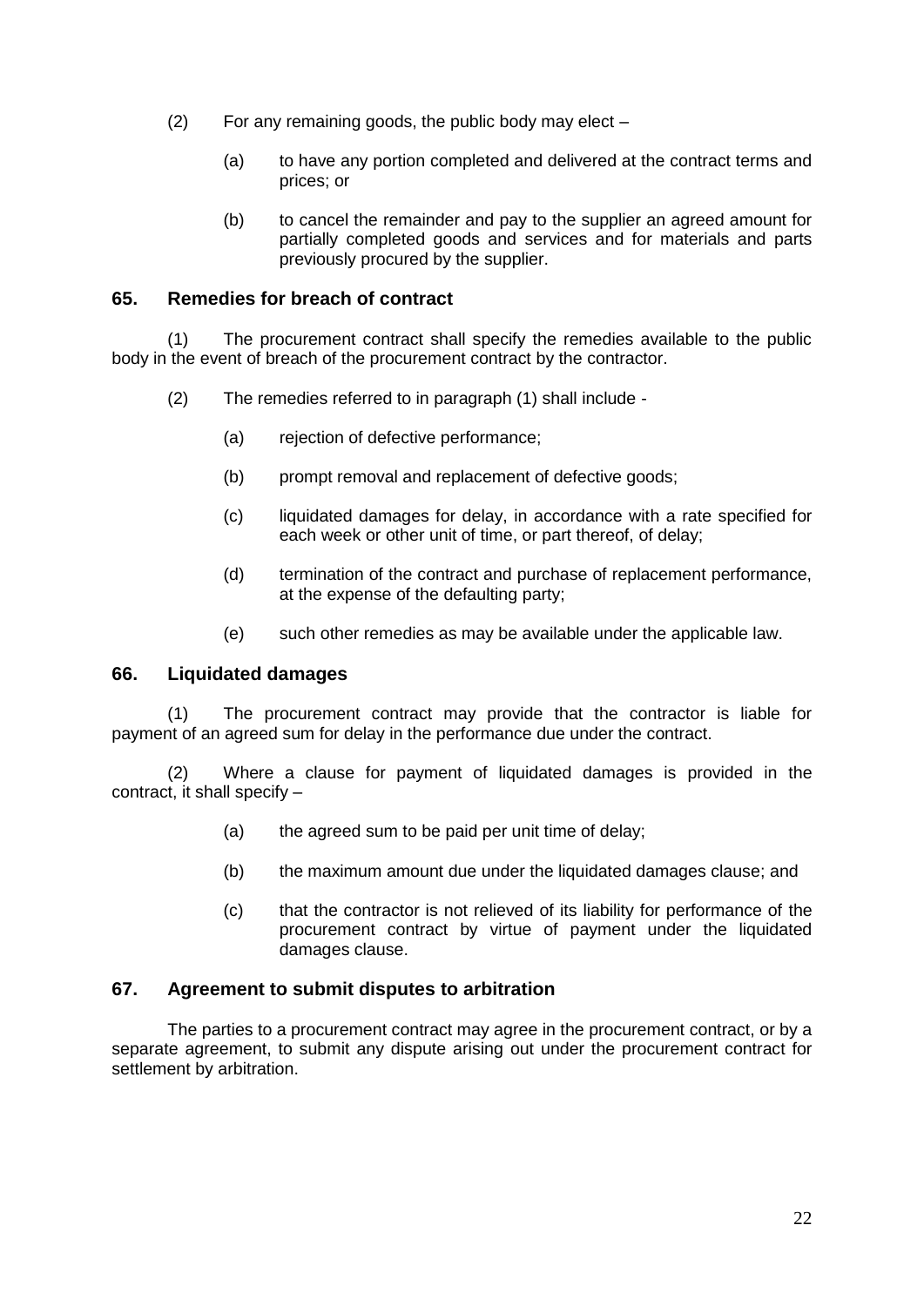(2) For any remaining goods, the public body may elect –

(a) to have any portion completed and delivered at the contract terms and prices; or

(b) to cancel the remainder and pay to the supplier an agreed amount for partially completed goods and services and for materials and parts previously procured by the supplier.

## 65. Remedies for breach of contract

(1) The procurement contract shall specify the remedies available to the public body in the event of breach of the procurement contract by the contractor.

(2) The remedies referred to in paragraph (1) shall include -

(a) rejection of defective performance;

(b) prompt removal and replacement of defective goods;

(c) liquidated damages for delay, in accordance with a rate specified for each week or other unit of time, or part thereof, of delay;

(d) termination of the contract and purchase of replacement performance, at the expense of the defaulting party;

(e) such other remedies as may be available under the applicable law.

## 66. Liquidated damages

(1) The procurement contract may provide that the contractor is liable for payment of an agreed sum for delay in the performance due under the contract.

(2) Where a clause for payment of liquidated damages is provided in the contract, it shall specify –

(a) the agreed sum to be paid per unit time of delay;

(b) the maximum amount due under the liquidated damages clause; and

(c) that the contractor is not relieved of its liability for performance of the procurement contract by virtue of payment under the liquidated damages clause.

## 67. Agreement to submit disputes to arbitration

The parties to a procurement contract may agree in the procurement contract, or by a separate agreement, to submit any dispute arising out under the procurement contract for settlement by arbitration.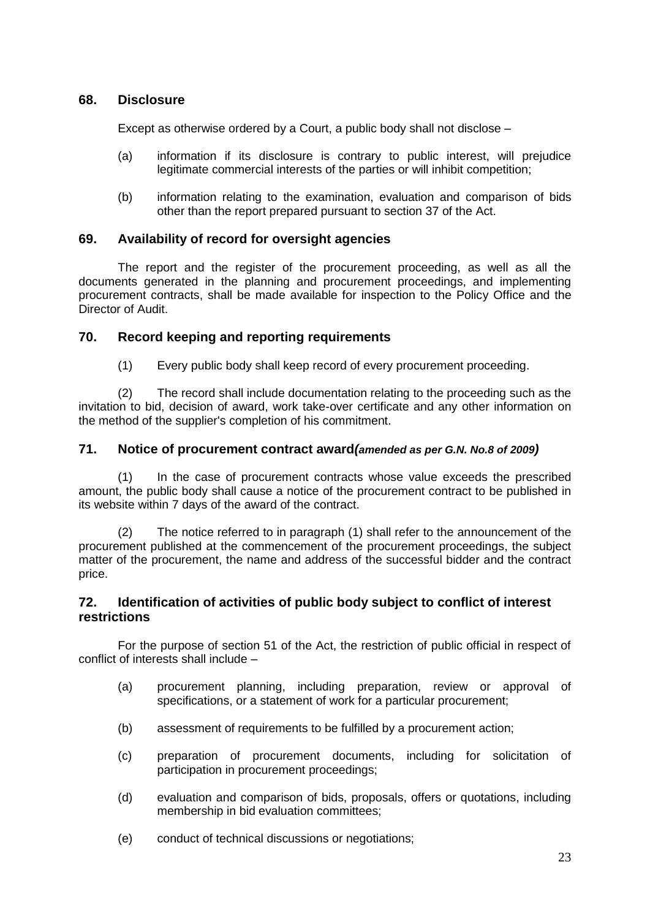## 68. Disclosure

Except as otherwise ordered by a Court, a public body shall not disclose –

(a) information if its disclosure is contrary to public interest, will prejudice legitimate commercial interests of the parties or will inhibit competition;

(b) information relating to the examination, evaluation and comparison of bids other than the report prepared pursuant to section 37 of the Act.

## 69. Availability of record for oversight agencies

The report and the register of the procurement proceeding, as well as all the documents generated in the planning and procurement proceedings, and implementing procurement contracts, shall be made available for inspection to the Policy Office and the Director of Audit.

## 70. Record keeping and reporting requirements

(1) Every public body shall keep record of every procurement proceeding.

(2) The record shall include documentation relating to the proceeding such as the invitation to bid, decision of award, work take-over certificate and any other information on the method of the supplier's completion of his commitment.

## 71. Notice of procurement contract award*(amended as per G.N. No.8 of 2009)*

(1) In the case of procurement contracts whose value exceeds the prescribed amount, the public body shall cause a notice of the procurement contract to be published in its website within 7 days of the award of the contract.

(2) The notice referred to in paragraph (1) shall refer to the announcement of the procurement published at the commencement of the procurement proceedings, the subject matter of the procurement, the name and address of the successful bidder and the contract price.

## 72. Identification of activities of public body subject to conflict of interest restrictions

For the purpose of section 51 of the Act, the restriction of public official in respect of conflict of interests shall include –

(a) procurement planning, including preparation, review or approval of specifications, or a statement of work for a particular procurement;

(b) assessment of requirements to be fulfilled by a procurement action;

(c) preparation of procurement documents, including for solicitation of participation in procurement proceedings;

(d) evaluation and comparison of bids, proposals, offers or quotations, including membership in bid evaluation committees;

(e) conduct of technical discussions or negotiations;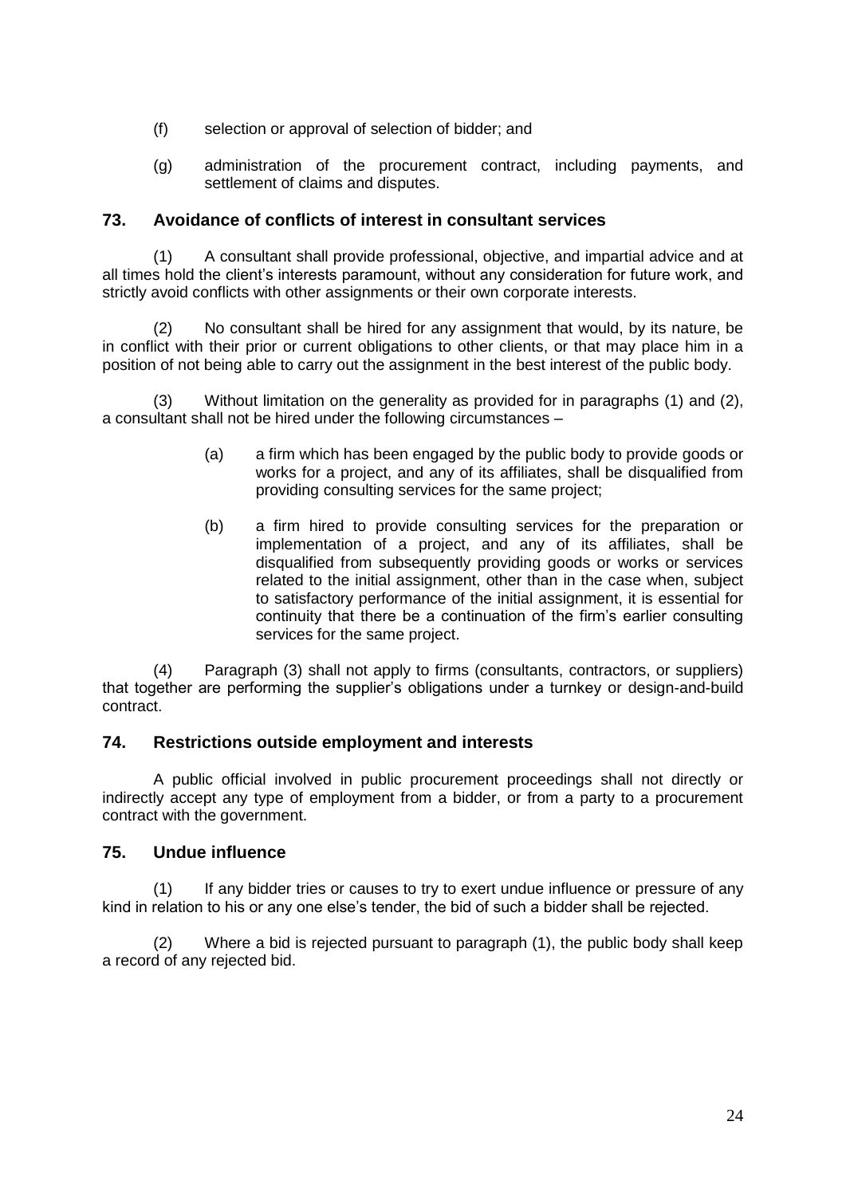(f) selection or approval of selection of bidder; and

(g) administration of the procurement contract, including payments, and settlement of claims and disputes.

## 73. Avoidance of conflicts of interest in consultant services

(1) A consultant shall provide professional, objective, and impartial advice and at all times hold the client's interests paramount, without any consideration for future work, and strictly avoid conflicts with other assignments or their own corporate interests.

(2) No consultant shall be hired for any assignment that would, by its nature, be in conflict with their prior or current obligations to other clients, or that may place him in a position of not being able to carry out the assignment in the best interest of the public body.

(3) Without limitation on the generality as provided for in paragraphs (1) and (2), a consultant shall not be hired under the following circumstances –

(a) a firm which has been engaged by the public body to provide goods or works for a project, and any of its affiliates, shall be disqualified from providing consulting services for the same project;

(b) a firm hired to provide consulting services for the preparation or implementation of a project, and any of its affiliates, shall be disqualified from subsequently providing goods or works or services related to the initial assignment, other than in the case when, subject to satisfactory performance of the initial assignment, it is essential for continuity that there be a continuation of the firm's earlier consulting services for the same project.

(4) Paragraph (3) shall not apply to firms (consultants, contractors, or suppliers) that together are performing the supplier's obligations under a turnkey or design-and-build contract.

## 74. Restrictions outside employment and interests

A public official involved in public procurement proceedings shall not directly or indirectly accept any type of employment from a bidder, or from a party to a procurement contract with the government.

## 75. Undue influence

(1) If any bidder tries or causes to try to exert undue influence or pressure of any kind in relation to his or any one else's tender, the bid of such a bidder shall be rejected.

(2) Where a bid is rejected pursuant to paragraph (1), the public body shall keep a record of any rejected bid.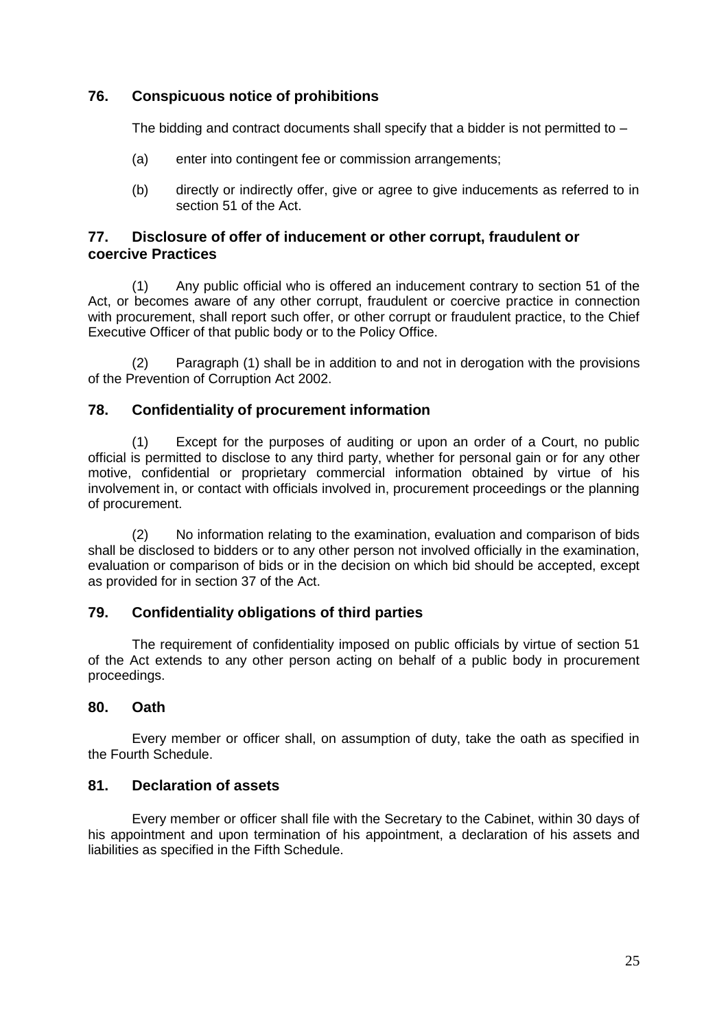## 76. Conspicuous notice of prohibitions

The bidding and contract documents shall specify that a bidder is not permitted to –

(a) enter into contingent fee or commission arrangements;

(b) directly or indirectly offer, give or agree to give inducements as referred to in section 51 of the Act.

## 77. Disclosure of offer of inducement or other corrupt, fraudulent or coercive Practices

(1) Any public official who is offered an inducement contrary to section 51 of the Act, or becomes aware of any other corrupt, fraudulent or coercive practice in connection with procurement, shall report such offer, or other corrupt or fraudulent practice, to the Chief Executive Officer of that public body or to the Policy Office.

(2) Paragraph (1) shall be in addition to and not in derogation with the provisions of the Prevention of Corruption Act 2002.

## 78. Confidentiality of procurement information

(1) Except for the purposes of auditing or upon an order of a Court, no public official is permitted to disclose to any third party, whether for personal gain or for any other motive, confidential or proprietary commercial information obtained by virtue of his involvement in, or contact with officials involved in, procurement proceedings or the planning of procurement.

(2) No information relating to the examination, evaluation and comparison of bids shall be disclosed to bidders or to any other person not involved officially in the examination, evaluation or comparison of bids or in the decision on which bid should be accepted, except as provided for in section 37 of the Act.

## 79. Confidentiality obligations of third parties

The requirement of confidentiality imposed on public officials by virtue of section 51 of the Act extends to any other person acting on behalf of a public body in procurement proceedings.

## 80. Oath

Every member or officer shall, on assumption of duty, take the oath as specified in the Fourth Schedule.

## 81. Declaration of assets

Every member or officer shall file with the Secretary to the Cabinet, within 30 days of his appointment and upon termination of his appointment, a declaration of his assets and liabilities as specified in the Fifth Schedule.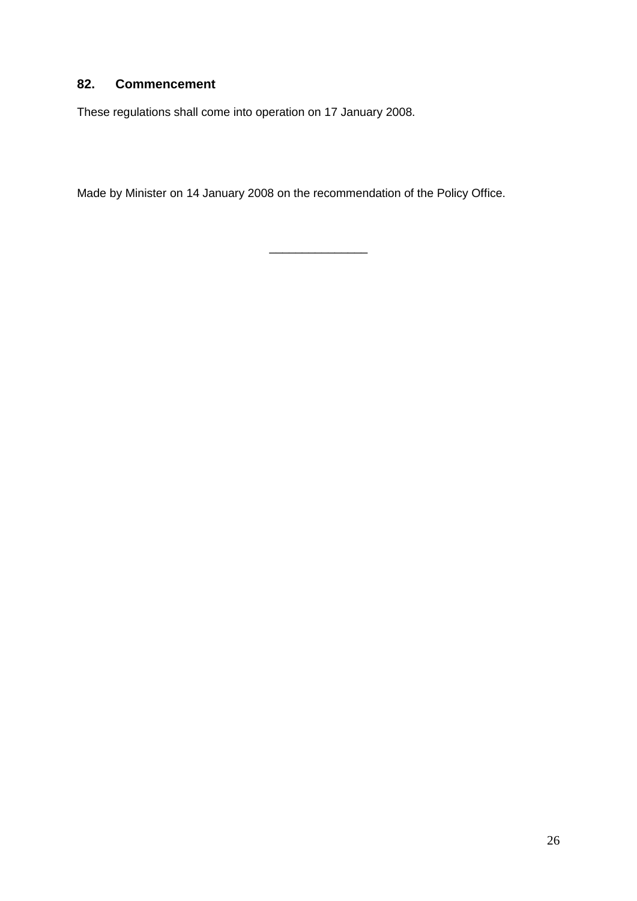### 82. Commencement

These regulations shall come into operation on 17 January 2008.

Made by Minister on 14 January 2008 on the recommendation of the Policy Office.

_______________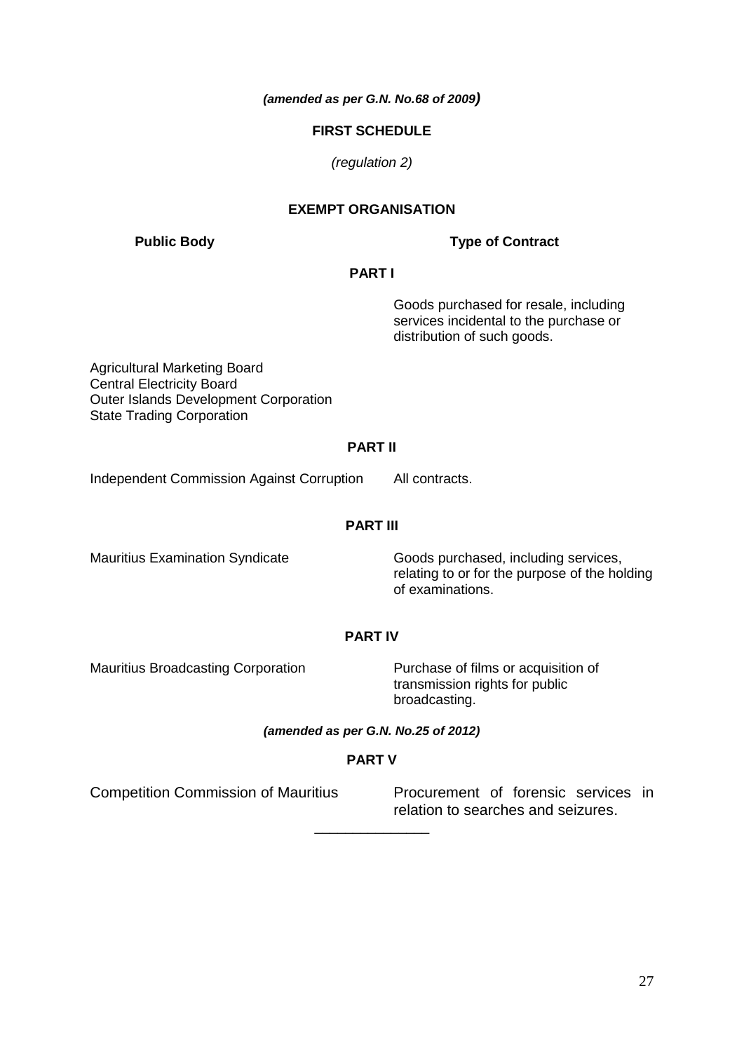***(amended as per G.N. No.68 of 2009)***

**FIRST SCHEDULE**

*(regulation 2)*

**EXEMPT ORGANISATION**

| **Public Body** | **Type of Contract** |
|---|---|
| **PART I** | |
| | Goods purchased for resale, including services incidental to the purchase or distribution of such goods. |
| Agricultural Marketing Board<br>Central Electricity Board<br>Outer Islands Development Corporation<br>State Trading Corporation | |
| **PART II** | |
| Independent Commission Against Corruption | All contracts. |
| **PART III** | |
| Mauritius Examination Syndicate | Goods purchased, including services, relating to or for the purpose of the holding of examinations. |
| **PART IV** | |
| Mauritius Broadcasting Corporation | Purchase of films or acquisition of transmission rights for public broadcasting. |
| ***(amended as per G.N. No.25 of 2012)*** | |
| **PART V** | |
| Competition Commission of Mauritius | Procurement of forensic services in relation to searches and seizures. |

______________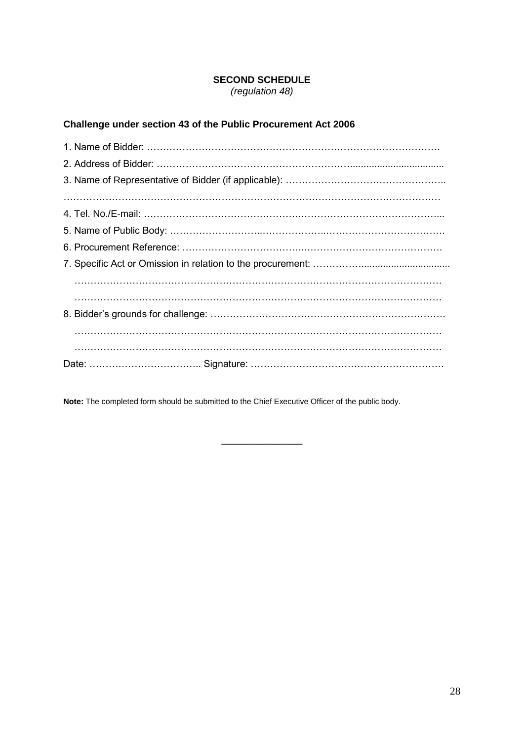**SECOND SCHEDULE**
*(regulation 48)*

**Challenge under section 43 of the Public Procurement Act 2006**

1. Name of Bidder: ……………………………………………………………………………………….
2. Address of Bidder: ………………………………………………………...............................
3. Name of Representative of Bidder (if applicable): ………………………………………..
……………………………………………………………………………………………………
4. Tel. No./E-mail: ……………………………………………………………………………...
5. Name of Public Body: ……………………………………………………………………….
6. Procurement Reference: …………………………………………………………………….
7. Specific Act or Omission in relation to the procurement: ……………..............................
……………………………………………………………………………………………………
……………………………………………………………………………………………………
8. Bidder's grounds for challenge: ……………………………………………………………….
……………………………………………………………………………………………………
……………………………………………………………………………………………………

Date: …………………………….. Signature: ……………………………………………………

**Note:** The completed form should be submitted to the Chief Executive Officer of the public body.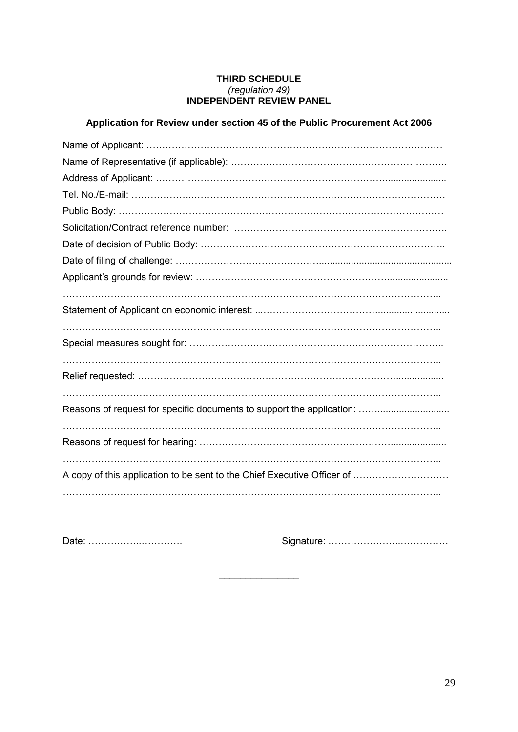**THIRD SCHEDULE**
*(regulation 49)*
**INDEPENDENT REVIEW PANEL**

**Application for Review under section 45 of the Public Procurement Act 2006**

Name of Applicant: …………………………………………………………………………………

Name of Representative (if applicable): …………………………………………………………..

Address of Applicant: ……………………………………………………………………………...

Tel. No./E-mail: ……………………………………………………………………………………

Public Body: ………………………………………………………………………………………

Solicitation/Contract reference number: ………………………………………………………….

Date of decision of Public Body: …………………………………………………………………..

Date of filing of challenge: ………………………………………………………………………...

Applicant's grounds for review: ……………………………………………………………………

……………………………………………………………………………………………………..

Statement of Applicant on economic interest: ………………………………………………………

……………………………………………………………………………………………………..

Special measures sought for: ………………………………………………………………………..

……………………………………………………………………………………………………..

Relief requested: …………………………………………………………………………………...

……………………………………………………………………………………………………..

Reasons of request for specific documents to support the application: ……………………………

……………………………………………………………………………………………………..

Reasons of request for hearing: ……………………………………………………………………

……………………………………………………………………………………………………..

A copy of this application to be sent to the Chief Executive Officer of …………………………

……………………………………………………………………………………………………..

Date: ……………………….  Signature: ………………………………

______________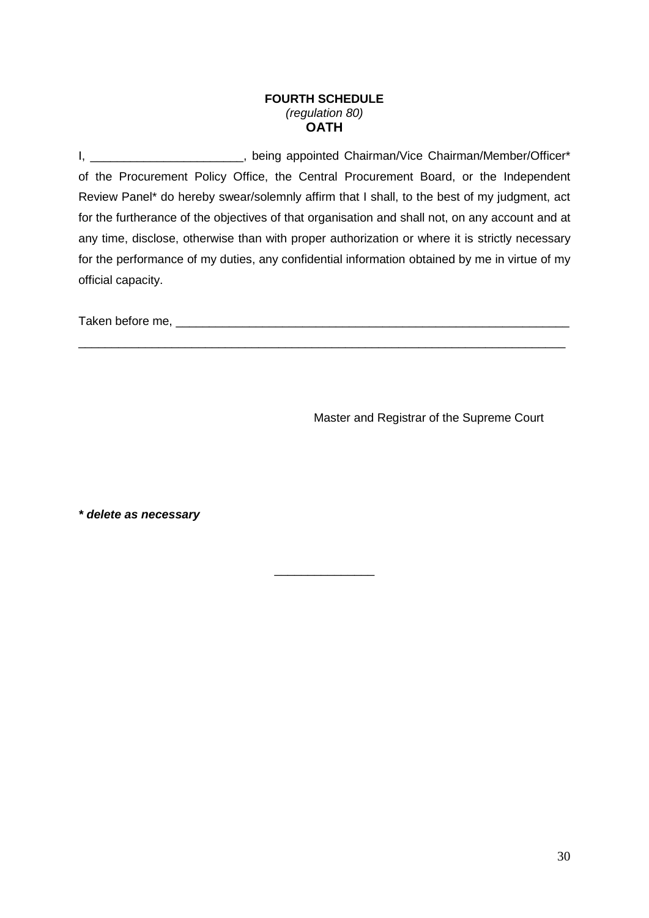**FOURTH SCHEDULE**
*(regulation 80)*
**OATH**

I, _______________________, being appointed Chairman/Vice Chairman/Member/Officer* of the Procurement Policy Office, the Central Procurement Board, or the Independent Review Panel* do hereby swear/solemnly affirm that I shall, to the best of my judgment, act for the furtherance of the objectives of that organisation and shall not, on any account and at any time, disclose, otherwise than with proper authorization or where it is strictly necessary for the performance of my duties, any confidential information obtained by me in virtue of my official capacity.

Taken before me, _______________________________________________________________

_______________________________________________________________________________

Master and Registrar of the Supreme Court

***** delete as necessary***

_______________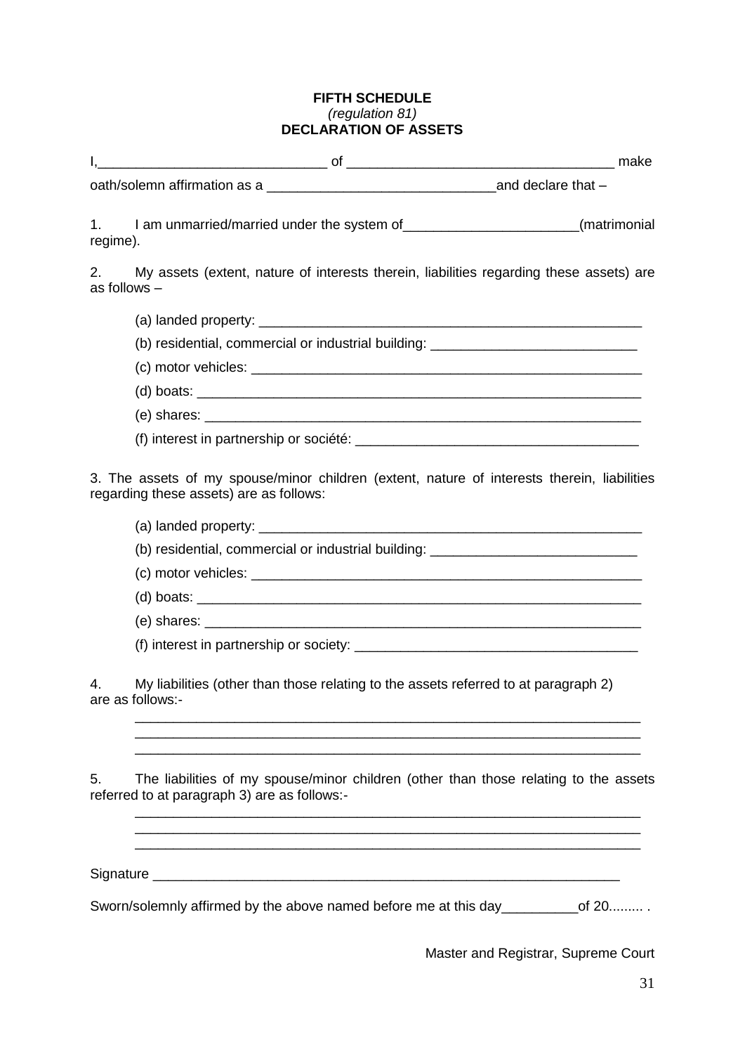**FIFTH SCHEDULE**
*(regulation 81)*
**DECLARATION OF ASSETS**

I,______________________________ of __________________________________ make oath/solemn affirmation as a ______________________________and declare that –

1. I am unmarried/married under the system of_______________________(matrimonial regime).

2. My assets (extent, nature of interests therein, liabilities regarding these assets) are as follows –

(a) landed property: ____________________________________________________

(b) residential, commercial or industrial building: ___________________________

(c) motor vehicles: ____________________________________________________

(d) boats: __________________________________________________________

(e) shares: _________________________________________________________

(f) interest in partnership or société: _____________________________________

3. The assets of my spouse/minor children (extent, nature of interests therein, liabilities regarding these assets) are as follows:

(a) landed property: ____________________________________________________

(b) residential, commercial or industrial building: ___________________________

(c) motor vehicles: ____________________________________________________

(d) boats: __________________________________________________________

(e) shares: _________________________________________________________

(f) interest in partnership or society: _____________________________________

4. My liabilities (other than those relating to the assets referred to at paragraph 2) are as follows:-

__________________________________________________________________
__________________________________________________________________
__________________________________________________________________

5. The liabilities of my spouse/minor children (other than those relating to the assets referred to at paragraph 3) are as follows:-

__________________________________________________________________
__________________________________________________________________
__________________________________________________________________

Signature _____________________________________________________________

Sworn/solemnly affirmed by the above named before me at this day__________of 20......... .

Master and Registrar, Supreme Court